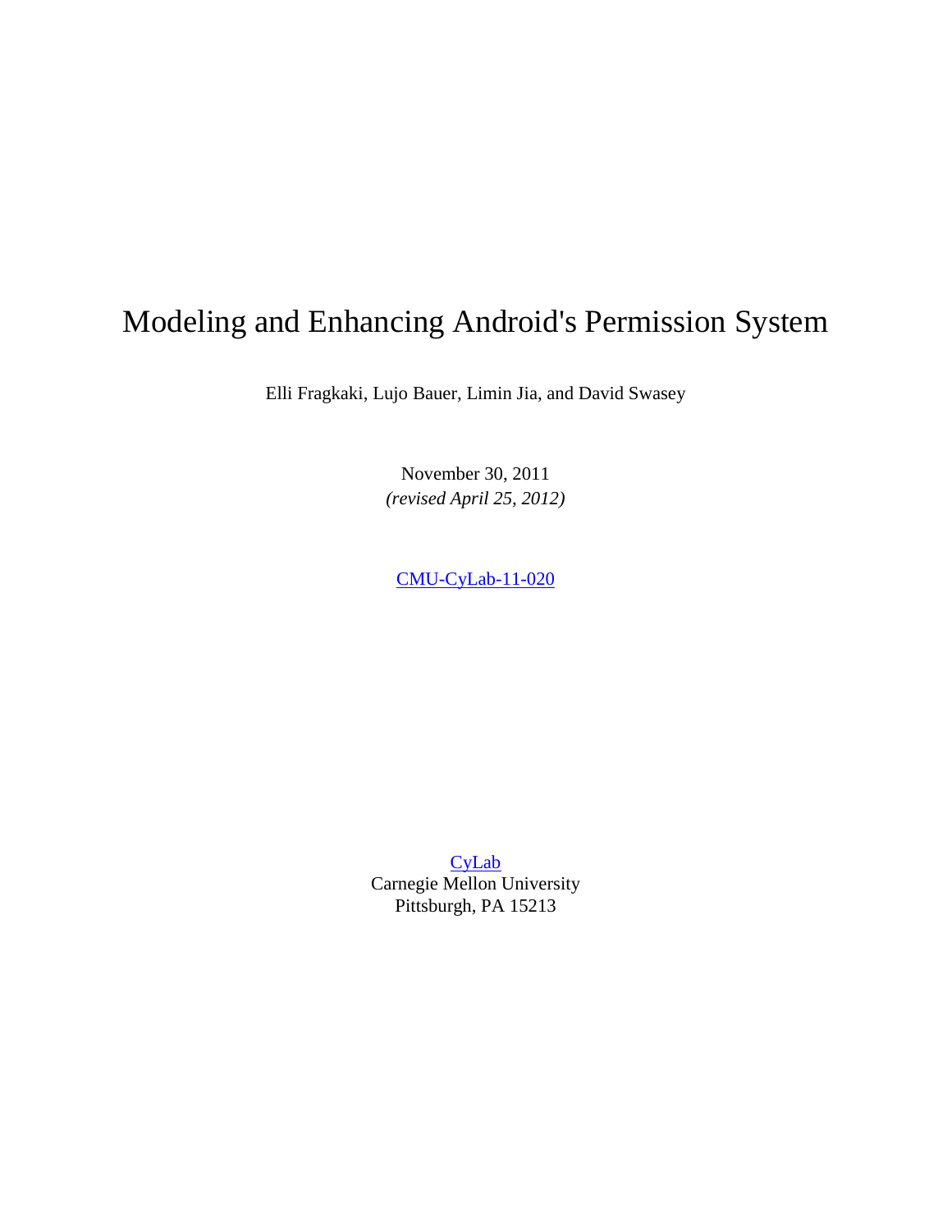# Modeling and Enhancing Android's Permission System

Elli Fragkaki, Lujo Bauer, Limin Jia, and David Swasey

November 30, 2011
*(revised April 25, 2012)*

CMU-CyLab-11-020

CyLab
Carnegie Mellon University
Pittsburgh, PA 15213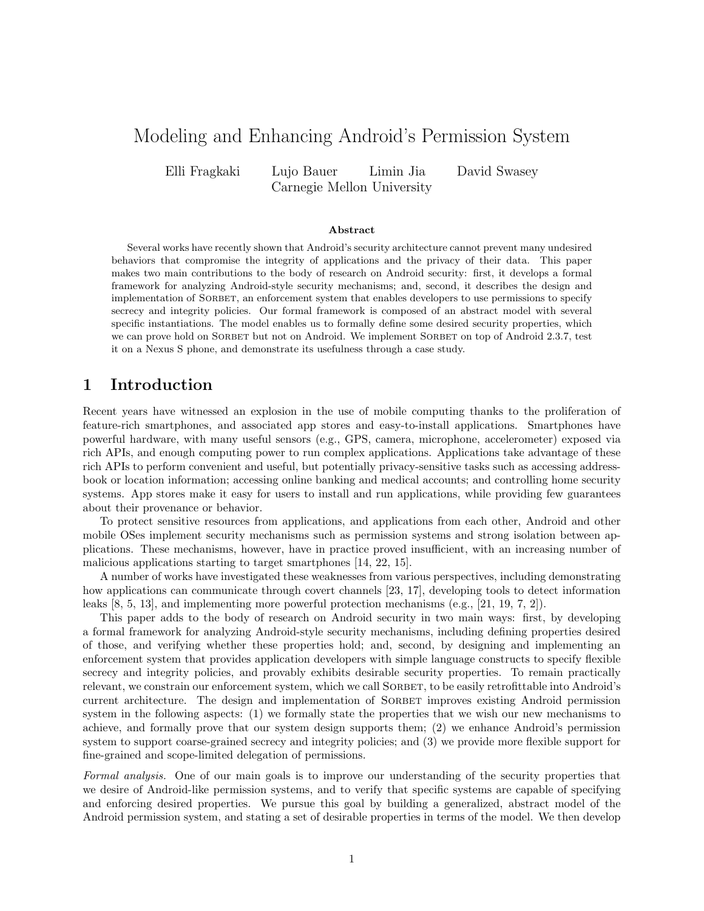# Modeling and Enhancing Android's Permission System

Elli Fragkaki  Lujo Bauer  Limin Jia  David Swasey
Carnegie Mellon University

**Abstract**

Several works have recently shown that Android's security architecture cannot prevent many undesired behaviors that compromise the integrity of applications and the privacy of their data. This paper makes two main contributions to the body of research on Android security: first, it develops a formal framework for analyzing Android-style security mechanisms; and, second, it describes the design and implementation of Sorbet, an enforcement system that enables developers to use permissions to specify secrecy and integrity policies. Our formal framework is composed of an abstract model with several specific instantiations. The model enables us to formally define some desired security properties, which we can prove hold on Sorbet but not on Android. We implement Sorbet on top of Android 2.3.7, test it on a Nexus S phone, and demonstrate its usefulness through a case study.

## 1 Introduction

Recent years have witnessed an explosion in the use of mobile computing thanks to the proliferation of feature-rich smartphones, and associated app stores and easy-to-install applications. Smartphones have powerful hardware, with many useful sensors (e.g., GPS, camera, microphone, accelerometer) exposed via rich APIs, and enough computing power to run complex applications. Applications take advantage of these rich APIs to perform convenient and useful, but potentially privacy-sensitive tasks such as accessing address-book or location information; accessing online banking and medical accounts; and controlling home security systems. App stores make it easy for users to install and run applications, while providing few guarantees about their provenance or behavior.

To protect sensitive resources from applications, and applications from each other, Android and other mobile OSes implement security mechanisms such as permission systems and strong isolation between applications. These mechanisms, however, have in practice proved insufficient, with an increasing number of malicious applications starting to target smartphones [14, 22, 15].

A number of works have investigated these weaknesses from various perspectives, including demonstrating how applications can communicate through covert channels [23, 17], developing tools to detect information leaks [8, 5, 13], and implementing more powerful protection mechanisms (e.g., [21, 19, 7, 2]).

This paper adds to the body of research on Android security in two main ways: first, by developing a formal framework for analyzing Android-style security mechanisms, including defining properties desired of those, and verifying whether these properties hold; and, second, by designing and implementing an enforcement system that provides application developers with simple language constructs to specify flexible secrecy and integrity policies, and provably exhibits desirable security properties. To remain practically relevant, we constrain our enforcement system, which we call Sorbet, to be easily retrofittable into Android's current architecture. The design and implementation of Sorbet improves existing Android permission system in the following aspects: (1) we formally state the properties that we wish our new mechanisms to achieve, and formally prove that our system design supports them; (2) we enhance Android's permission system to support coarse-grained secrecy and integrity policies; and (3) we provide more flexible support for fine-grained and scope-limited delegation of permissions.

*Formal analysis.* One of our main goals is to improve our understanding of the security properties that we desire of Android-like permission systems, and to verify that specific systems are capable of specifying and enforcing desired properties. We pursue this goal by building a generalized, abstract model of the Android permission system, and stating a set of desirable properties in terms of the model. We then develop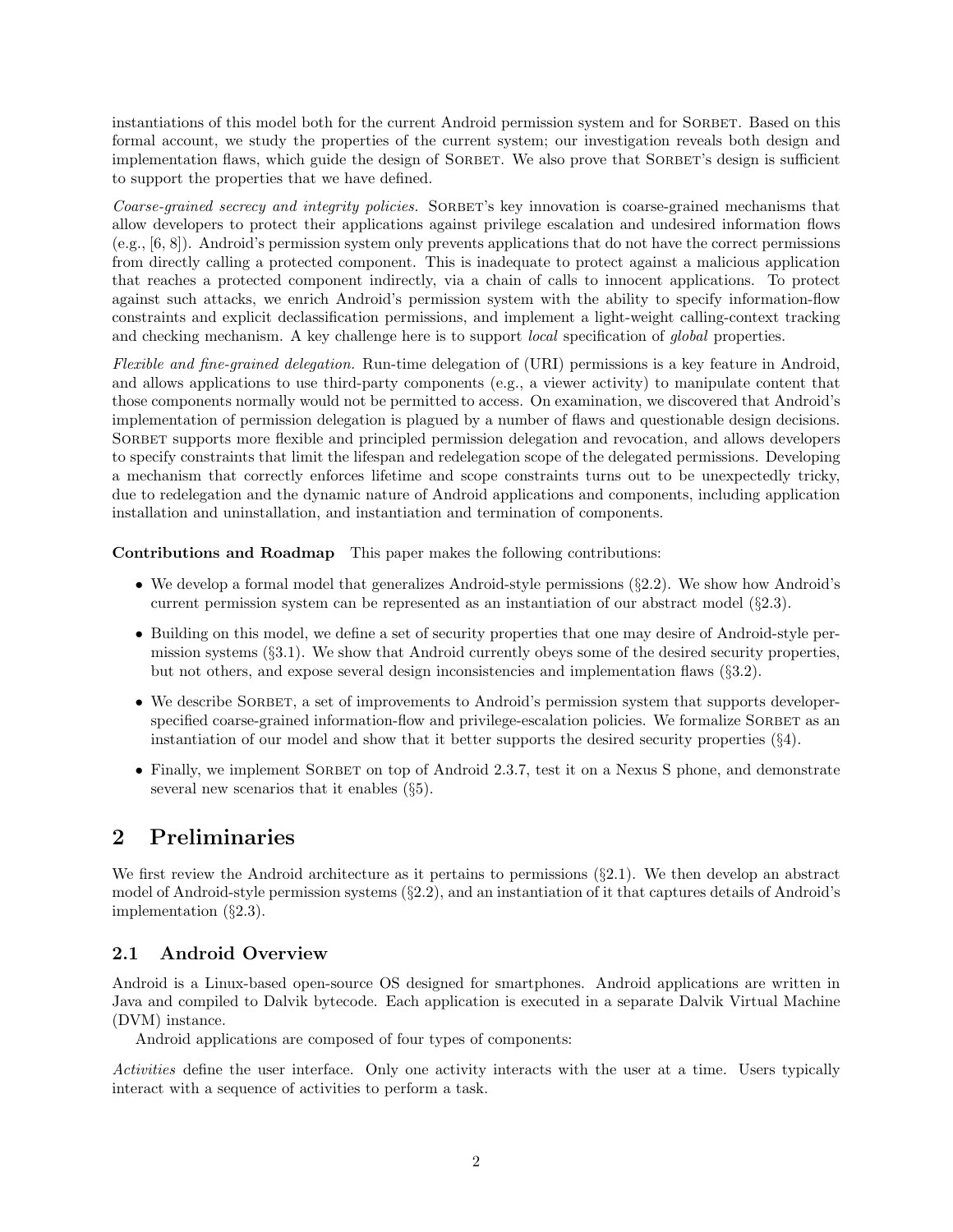instantiations of this model both for the current Android permission system and for SORBET. Based on this formal account, we study the properties of the current system; our investigation reveals both design and implementation flaws, which guide the design of SORBET. We also prove that SORBET's design is sufficient to support the properties that we have defined.

*Coarse-grained secrecy and integrity policies.* SORBET's key innovation is coarse-grained mechanisms that allow developers to protect their applications against privilege escalation and undesired information flows (e.g., [6, 8]). Android's permission system only prevents applications that do not have the correct permissions from directly calling a protected component. This is inadequate to protect against a malicious application that reaches a protected component indirectly, via a chain of calls to innocent applications. To protect against such attacks, we enrich Android's permission system with the ability to specify information-flow constraints and explicit declassification permissions, and implement a light-weight calling-context tracking and checking mechanism. A key challenge here is to support *local* specification of *global* properties.

*Flexible and fine-grained delegation.* Run-time delegation of (URI) permissions is a key feature in Android, and allows applications to use third-party components (e.g., a viewer activity) to manipulate content that those components normally would not be permitted to access. On examination, we discovered that Android's implementation of permission delegation is plagued by a number of flaws and questionable design decisions. SORBET supports more flexible and principled permission delegation and revocation, and allows developers to specify constraints that limit the lifespan and redelegation scope of the delegated permissions. Developing a mechanism that correctly enforces lifetime and scope constraints turns out to be unexpectedly tricky, due to redelegation and the dynamic nature of Android applications and components, including application installation and uninstallation, and instantiation and termination of components.

**Contributions and Roadmap** This paper makes the following contributions:

- We develop a formal model that generalizes Android-style permissions (§2.2). We show how Android's current permission system can be represented as an instantiation of our abstract model (§2.3).
- Building on this model, we define a set of security properties that one may desire of Android-style permission systems (§3.1). We show that Android currently obeys some of the desired security properties, but not others, and expose several design inconsistencies and implementation flaws (§3.2).
- We describe SORBET, a set of improvements to Android's permission system that supports developer-specified coarse-grained information-flow and privilege-escalation policies. We formalize SORBET as an instantiation of our model and show that it better supports the desired security properties (§4).
- Finally, we implement SORBET on top of Android 2.3.7, test it on a Nexus S phone, and demonstrate several new scenarios that it enables (§5).

## 2 Preliminaries

We first review the Android architecture as it pertains to permissions (§2.1). We then develop an abstract model of Android-style permission systems (§2.2), and an instantiation of it that captures details of Android's implementation (§2.3).

### 2.1 Android Overview

Android is a Linux-based open-source OS designed for smartphones. Android applications are written in Java and compiled to Dalvik bytecode. Each application is executed in a separate Dalvik Virtual Machine (DVM) instance.

Android applications are composed of four types of components:

*Activities* define the user interface. Only one activity interacts with the user at a time. Users typically interact with a sequence of activities to perform a task.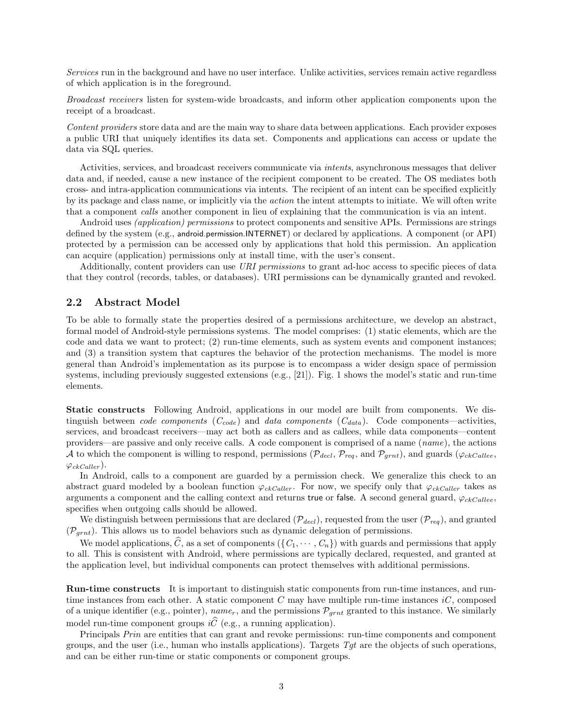*Services* run in the background and have no user interface. Unlike activities, services remain active regardless of which application is in the foreground.

*Broadcast receivers* listen for system-wide broadcasts, and inform other application components upon the receipt of a broadcast.

*Content providers* store data and are the main way to share data between applications. Each provider exposes a public URI that uniquely identifies its data set. Components and applications can access or update the data via SQL queries.

Activities, services, and broadcast receivers communicate via *intents*, asynchronous messages that deliver data and, if needed, cause a new instance of the recipient component to be created. The OS mediates both cross- and intra-application communications via intents. The recipient of an intent can be specified explicitly by its package and class name, or implicitly via the *action* the intent attempts to initiate. We will often write that a component *calls* another component in lieu of explaining that the communication is via an intent.

Android uses *(application) permissions* to protect components and sensitive APIs. Permissions are strings defined by the system (e.g., android.permission.INTERNET) or declared by applications. A component (or API) protected by a permission can be accessed only by applications that hold this permission. An application can acquire (application) permissions only at install time, with the user's consent.

Additionally, content providers can use *URI permissions* to grant ad-hoc access to specific pieces of data that they control (records, tables, or databases). URI permissions can be dynamically granted and revoked.

## 2.2 Abstract Model

To be able to formally state the properties desired of a permissions architecture, we develop an abstract, formal model of Android-style permissions systems. The model comprises: (1) static elements, which are the code and data we want to protect; (2) run-time elements, such as system events and component instances; and (3) a transition system that captures the behavior of the protection mechanisms. The model is more general than Android's implementation as its purpose is to encompass a wider design space of permission systems, including previously suggested extensions (e.g., [21]). Fig. 1 shows the model's static and run-time elements.

**Static constructs** Following Android, applications in our model are built from components. We distinguish between *code components* ($C_{code}$) and *data components* ($C_{data}$). Code components—activities, services, and broadcast receivers—may act both as callers and as callees, while data components—content providers—are passive and only receive calls. A code component is comprised of a name (*name*), the actions $\mathcal{A}$ to which the component is willing to respond, permissions ($\mathcal{P}_{decl}$, $\mathcal{P}_{req}$, and $\mathcal{P}_{grnt}$), and guards ($\varphi_{ckCallee}$, $\varphi_{ckCaller}$).

In Android, calls to a component are guarded by a permission check. We generalize this check to an abstract guard modeled by a boolean function $\varphi_{ckCaller}$. For now, we specify only that $\varphi_{ckCaller}$ takes as arguments a component and the calling context and returns true or false. A second general guard, $\varphi_{ckCallee}$, specifies when outgoing calls should be allowed.

We distinguish between permissions that are declared ($\mathcal{P}_{decl}$), requested from the user ($\mathcal{P}_{req}$), and granted ($\mathcal{P}_{grnt}$). This allows us to model behaviors such as dynamic delegation of permissions.

We model applications, $\widehat{C}$, as a set of components ($\{C_1, \cdots, C_n\}$) with guards and permissions that apply to all. This is consistent with Android, where permissions are typically declared, requested, and granted at the application level, but individual components can protect themselves with additional permissions.

**Run-time constructs** It is important to distinguish static components from run-time instances, and run-time instances from each other. A static component $C$ may have multiple run-time instances $iC$, composed of a unique identifier (e.g., pointer), $name_r$, and the permissions $\mathcal{P}_{grnt}$ granted to this instance. We similarly model run-time component groups $i\widehat{C}$ (e.g., a running application).

Principals *Prin* are entities that can grant and revoke permissions: run-time components and component groups, and the user (i.e., human who installs applications). Targets *Tgt* are the objects of such operations, and can be either run-time or static components or component groups.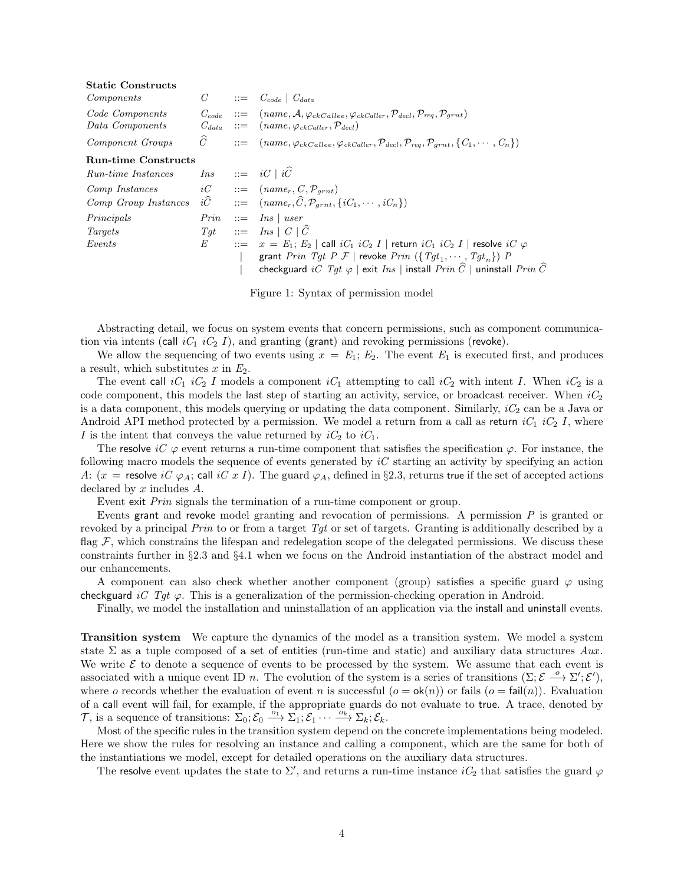**Static Constructs**

| | | | |
|---|---|---|---|
| *Components* | $C$ | $::=$ | $C_{code} \mid C_{data}$ |
| *Code Components* | $C_{code}$ | $::=$ | $(name, \mathcal{A}, \varphi_{ckCallee}, \varphi_{ckCaller}, \mathcal{P}_{decl}, \mathcal{P}_{req}, \mathcal{P}_{grnt})$ |
| *Data Components* | $C_{data}$ | $::=$ | $(name, \varphi_{ckCaller}, \mathcal{P}_{decl})$ |
| *Component Groups* | $\widehat{C}$ | $::=$ | $(name, \varphi_{ckCallee}, \varphi_{ckCaller}, \mathcal{P}_{decl}, \mathcal{P}_{req}, \mathcal{P}_{grnt}, \{C_1, \cdots, C_n\})$ |

**Run-time Constructs**

| | | | |
|---|---|---|---|
| *Run-time Instances* | $Ins$ | $::=$ | $iC \mid i\widehat{C}$ |
| *Comp Instances* | $iC$ | $::=$ | $(name_r, C, \mathcal{P}_{grnt})$ |
| *Comp Group Instances* | $i\widehat{C}$ | $::=$ | $(name_r, \widehat{C}, \mathcal{P}_{grnt}, \{iC_1, \cdots, iC_n\})$ |
| *Principals* | $Prin$ | $::=$ | $Ins \mid user$ |
| *Targets* | $Tgt$ | $::=$ | $Ins \mid C \mid \widehat{C}$ |
| *Events* | $E$ | $::=$ | $x = E_1; E_2 \mid \mathsf{call}\ iC_1\ iC_2\ I \mid \mathsf{return}\ iC_1\ iC_2\ I \mid \mathsf{resolve}\ iC\ \varphi$ |
| | | $\mid$ | $\mathsf{grant}\ Prin\ Tgt\ P\ \mathcal{F} \mid \mathsf{revoke}\ Prin\ (\{Tgt_1, \cdots, Tgt_n\})\ P$ |
| | | $\mid$ | $\mathsf{checkguard}\ iC\ Tgt\ \varphi \mid \mathsf{exit}\ Ins \mid \mathsf{install}\ Prin\ \widehat{C} \mid \mathsf{uninstall}\ Prin\ \widehat{C}$ |

Figure 1: Syntax of permission model

Abstracting detail, we focus on system events that concern permissions, such as component communication via intents (call $iC_1$ $iC_2$ $I$), and granting (grant) and revoking permissions (revoke).

We allow the sequencing of two events using $x = E_1; E_2$. The event $E_1$ is executed first, and produces a result, which substitutes $x$ in $E_2$.

The event call $iC_1$ $iC_2$ $I$ models a component $iC_1$ attempting to call $iC_2$ with intent $I$. When $iC_2$ is a code component, this models the last step of starting an activity, service, or broadcast receiver. When $iC_2$ is a data component, this models querying or updating the data component. Similarly, $iC_2$ can be a Java or Android API method protected by a permission. We model a return from a call as return $iC_1$ $iC_2$ $I$, where $I$ is the intent that conveys the value returned by $iC_2$ to $iC_1$.

The resolve $iC$ $\varphi$ event returns a run-time component that satisfies the specification $\varphi$. For instance, the following macro models the sequence of events generated by $iC$ starting an activity by specifying an action $A$: ($x$ = resolve $iC$ $\varphi_A$; call $iC$ $x$ $I$). The guard $\varphi_A$, defined in §2.3, returns true if the set of accepted actions declared by $x$ includes $A$.

Event exit $Prin$ signals the termination of a run-time component or group.

Events grant and revoke model granting and revocation of permissions. A permission $P$ is granted or revoked by a principal $Prin$ to or from a target $Tgt$ or set of targets. Granting is additionally described by a flag $\mathcal{F}$, which constrains the lifespan and redelegation scope of the delegated permissions. We discuss these constraints further in §2.3 and §4.1 when we focus on the Android instantiation of the abstract model and our enhancements.

A component can also check whether another component (group) satisfies a specific guard $\varphi$ using checkguard $iC$ $Tgt$ $\varphi$. This is a generalization of the permission-checking operation in Android.

Finally, we model the installation and uninstallation of an application via the install and uninstall events.

**Transition system** We capture the dynamics of the model as a transition system. We model a system state $\Sigma$ as a tuple composed of a set of entities (run-time and static) and auxiliary data structures $Aux$. We write $\mathcal{E}$ to denote a sequence of events to be processed by the system. We assume that each event is associated with a unique event ID $n$. The evolution of the system is a series of transitions ($\Sigma; \mathcal{E} \xrightarrow{o} \Sigma'; \mathcal{E}'$), where $o$ records whether the evaluation of event $n$ is successful ($o = \mathsf{ok}(n)$) or fails ($o = \mathsf{fail}(n)$). Evaluation of a call event will fail, for example, if the appropriate guards do not evaluate to true. A trace, denoted by $\mathcal{T}$, is a sequence of transitions: $\Sigma_0; \mathcal{E}_0 \xrightarrow{o_1} \Sigma_1; \mathcal{E}_1 \cdots \xrightarrow{o_k} \Sigma_k; \mathcal{E}_k$.

Most of the specific rules in the transition system depend on the concrete implementations being modeled. Here we show the rules for resolving an instance and calling a component, which are the same for both of the instantiations we model, except for detailed operations on the auxiliary data structures.

The resolve event updates the state to $\Sigma'$, and returns a run-time instance $iC_2$ that satisfies the guard $\varphi$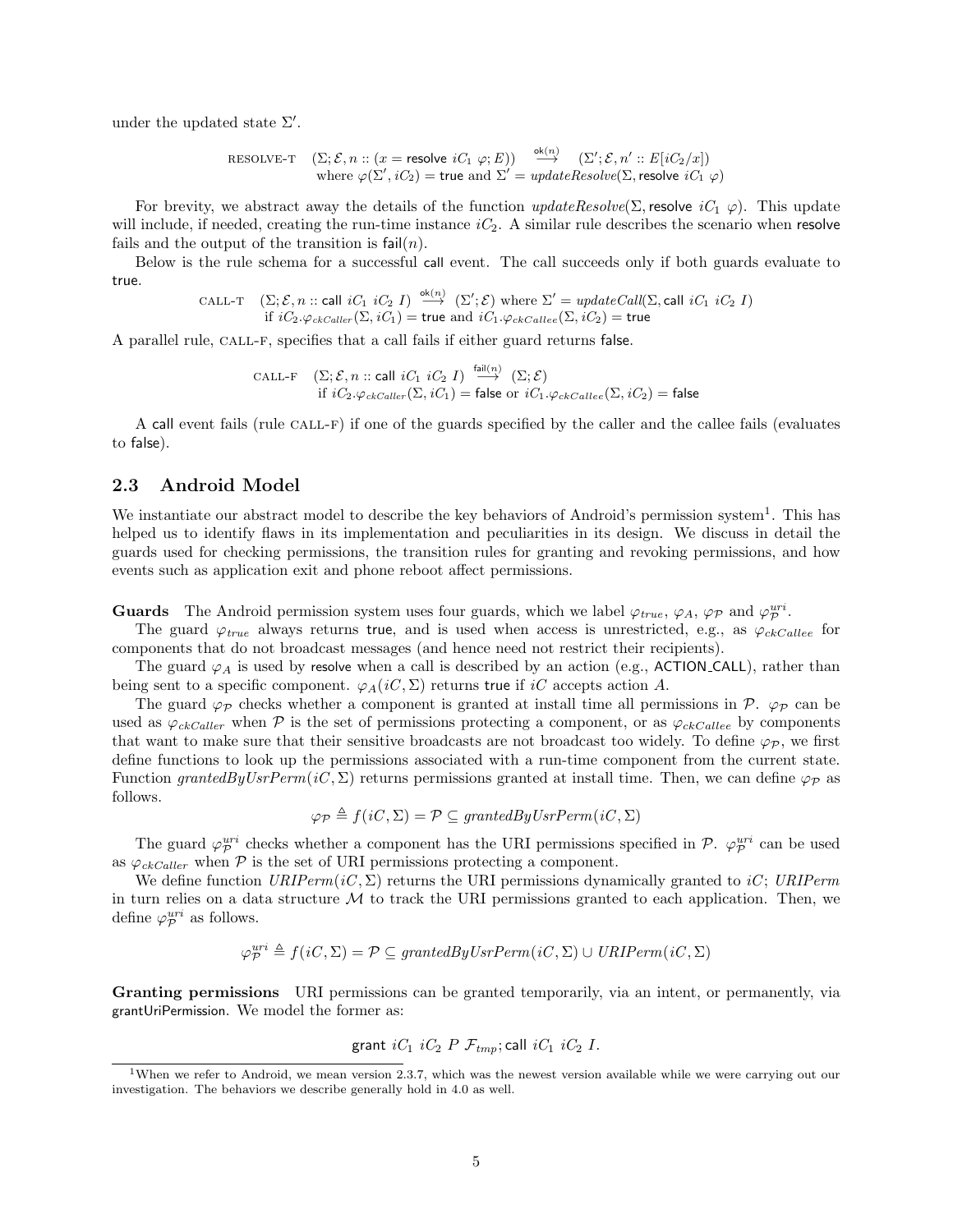under the updated state $\Sigma'$.

$$\text{RESOLVE-T} \quad (\Sigma; \mathcal{E}, n :: (x = \mathsf{resolve}\ iC_1\ \varphi; E)) \stackrel{\mathsf{ok}(n)}{\longrightarrow} (\Sigma'; \mathcal{E}, n' :: E[iC_2/x])$$
$$\text{where } \varphi(\Sigma', iC_2) = \mathsf{true} \text{ and } \Sigma' = \mathit{updateResolve}(\Sigma, \mathsf{resolve}\ iC_1\ \varphi)$$

For brevity, we abstract away the details of the function $\mathit{updateResolve}(\Sigma, \mathsf{resolve}\ iC_1\ \varphi)$. This update will include, if needed, creating the run-time instance $iC_2$. A similar rule describes the scenario when resolve fails and the output of the transition is $\mathsf{fail}(n)$.

Below is the rule schema for a successful call event. The call succeeds only if both guards evaluate to true.

$$\text{CALL-T} \quad (\Sigma; \mathcal{E}, n :: \mathsf{call}\ iC_1\ iC_2\ I) \stackrel{\mathsf{ok}(n)}{\longrightarrow} (\Sigma'; \mathcal{E}) \text{ where } \Sigma' = \mathit{updateCall}(\Sigma, \mathsf{call}\ iC_1\ iC_2\ I)$$
$$\text{if } iC_2.\varphi_{ckCaller}(\Sigma, iC_1) = \mathsf{true} \text{ and } iC_1.\varphi_{ckCallee}(\Sigma, iC_2) = \mathsf{true}$$

A parallel rule, CALL-F, specifies that a call fails if either guard returns false.

$$\text{CALL-F} \quad (\Sigma; \mathcal{E}, n :: \mathsf{call}\ iC_1\ iC_2\ I) \stackrel{\mathsf{fail}(n)}{\longrightarrow} (\Sigma; \mathcal{E})$$
$$\text{if } iC_2.\varphi_{ckCaller}(\Sigma, iC_1) = \mathsf{false} \text{ or } iC_1.\varphi_{ckCallee}(\Sigma, iC_2) = \mathsf{false}$$

A call event fails (rule CALL-F) if one of the guards specified by the caller and the callee fails (evaluates to false).

## 2.3 Android Model

We instantiate our abstract model to describe the key behaviors of Android's permission system[1]. This has helped us to identify flaws in its implementation and peculiarities in its design. We discuss in detail the guards used for checking permissions, the transition rules for granting and revoking permissions, and how events such as application exit and phone reboot affect permissions.

**Guards** The Android permission system uses four guards, which we label $\varphi_{true}$, $\varphi_A$, $\varphi_{\mathcal{P}}$ and $\varphi_{\mathcal{P}}^{uri}$.

The guard $\varphi_{true}$ always returns true, and is used when access is unrestricted, e.g., as $\varphi_{ckCallee}$ for components that do not broadcast messages (and hence need not restrict their recipients).

The guard $\varphi_A$ is used by resolve when a call is described by an action (e.g., ACTION_CALL), rather than being sent to a specific component. $\varphi_A(iC, \Sigma)$ returns true if $iC$ accepts action $A$.

The guard $\varphi_{\mathcal{P}}$ checks whether a component is granted at install time all permissions in $\mathcal{P}$. $\varphi_{\mathcal{P}}$ can be used as $\varphi_{ckCaller}$ when $\mathcal{P}$ is the set of permissions protecting a component, or as $\varphi_{ckCallee}$ by components that want to make sure that their sensitive broadcasts are not broadcast too widely. To define $\varphi_{\mathcal{P}}$, we first define functions to look up the permissions associated with a run-time component from the current state. Function $\mathit{grantedByUsrPerm}(iC, \Sigma)$ returns permissions granted at install time. Then, we can define $\varphi_{\mathcal{P}}$ as follows.

$$\varphi_{\mathcal{P}} \triangleq f(iC, \Sigma) = \mathcal{P} \subseteq \mathit{grantedByUsrPerm}(iC, \Sigma)$$

The guard $\varphi_{\mathcal{P}}^{uri}$ checks whether a component has the URI permissions specified in $\mathcal{P}$. $\varphi_{\mathcal{P}}^{uri}$ can be used as $\varphi_{ckCaller}$ when $\mathcal{P}$ is the set of URI permissions protecting a component.

We define function $\mathit{URIPerm}(iC, \Sigma)$ returns the URI permissions dynamically granted to $iC$; $\mathit{URIPerm}$ in turn relies on a data structure $\mathcal{M}$ to track the URI permissions granted to each application. Then, we define $\varphi_{\mathcal{P}}^{uri}$ as follows.

$$\varphi_{\mathcal{P}}^{uri} \triangleq f(iC, \Sigma) = \mathcal{P} \subseteq \mathit{grantedByUsrPerm}(iC, \Sigma) \cup \mathit{URIPerm}(iC, \Sigma)$$

**Granting permissions** URI permissions can be granted temporarily, via an intent, or permanently, via grantUriPermission. We model the former as:

$$\mathsf{grant}\ iC_1\ iC_2\ P\ \mathcal{F}_{tmp}; \mathsf{call}\ iC_1\ iC_2\ I.$$

[1] When we refer to Android, we mean version 2.3.7, which was the newest version available while we were carrying out our investigation. The behaviors we describe generally hold in 4.0 as well.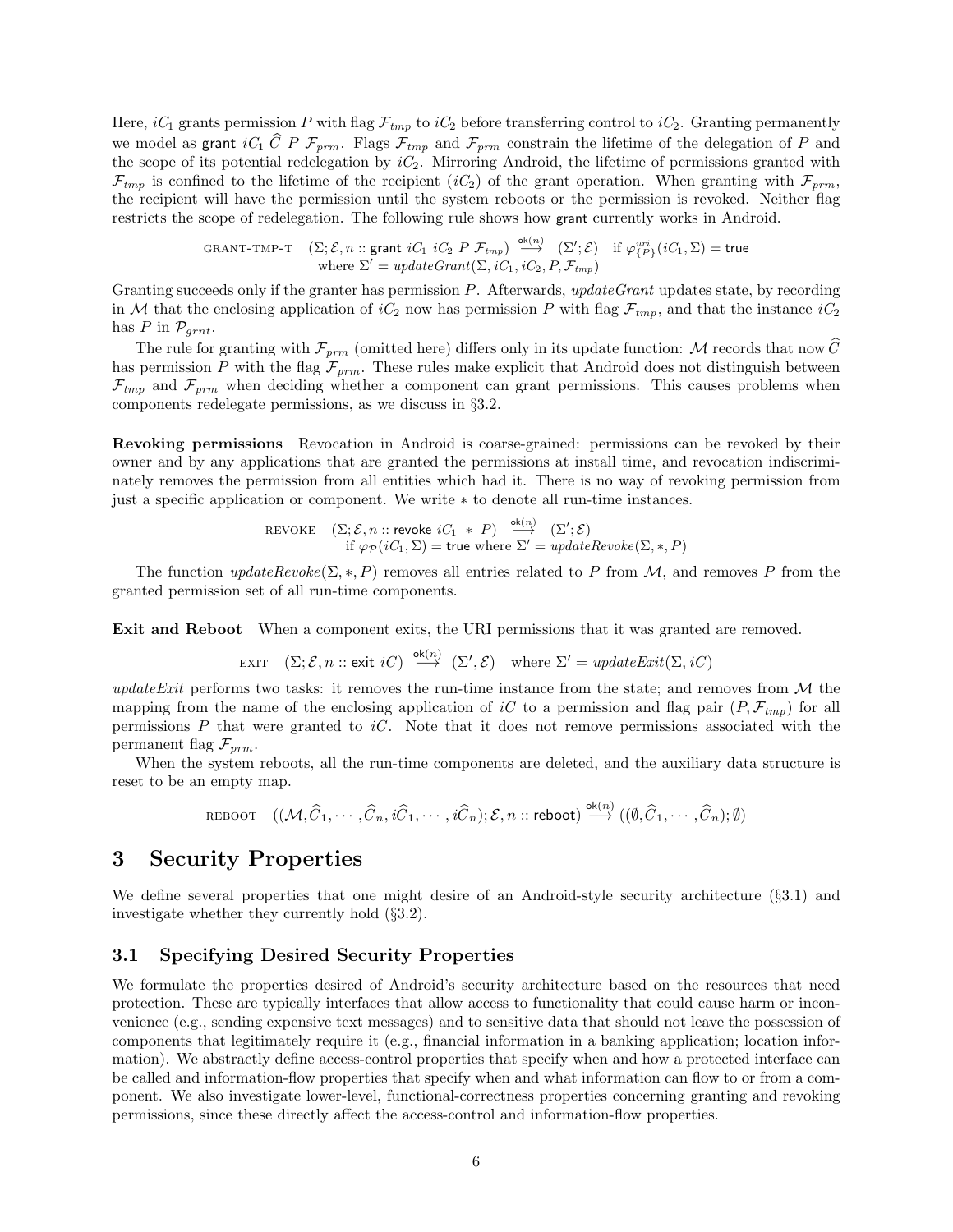Here, $iC_1$ grants permission $P$ with flag $\mathcal{F}_{tmp}$ to $iC_2$ before transferring control to $iC_2$. Granting permanently we model as $\mathsf{grant}\ iC_1\ \widehat{C}\ P\ \mathcal{F}_{prm}$. Flags $\mathcal{F}_{tmp}$ and $\mathcal{F}_{prm}$ constrain the lifetime of the delegation of $P$ and the scope of its potential redelegation by $iC_2$. Mirroring Android, the lifetime of permissions granted with $\mathcal{F}_{tmp}$ is confined to the lifetime of the recipient ($iC_2$) of the grant operation. When granting with $\mathcal{F}_{prm}$, the recipient will have the permission until the system reboots or the permission is revoked. Neither flag restricts the scope of redelegation. The following rule shows how grant currently works in Android.

$$\textsc{grant-tmp-t} \quad (\Sigma; \mathcal{E}, n :: \mathsf{grant}\ iC_1\ iC_2\ P\ \mathcal{F}_{tmp}) \xrightarrow{\mathsf{ok}(n)} (\Sigma'; \mathcal{E}) \quad \text{if } \varphi^{uri}_{\{P\}}(iC_1, \Sigma) = \mathsf{true}$$
$$\text{where } \Sigma' = \mathit{updateGrant}(\Sigma, iC_1, iC_2, P, \mathcal{F}_{tmp})$$

Granting succeeds only if the granter has permission $P$. Afterwards, *updateGrant* updates state, by recording in $\mathcal{M}$ that the enclosing application of $iC_2$ now has permission $P$ with flag $\mathcal{F}_{tmp}$, and that the instance $iC_2$ has $P$ in $\mathcal{P}_{grnt}$.

The rule for granting with $\mathcal{F}_{prm}$ (omitted here) differs only in its update function: $\mathcal{M}$ records that now $\widehat{C}$ has permission $P$ with the flag $\mathcal{F}_{prm}$. These rules make explicit that Android does not distinguish between $\mathcal{F}_{tmp}$ and $\mathcal{F}_{prm}$ when deciding whether a component can grant permissions. This causes problems when components redelegate permissions, as we discuss in §3.2.

**Revoking permissions** Revocation in Android is coarse-grained: permissions can be revoked by their owner and by any applications that are granted the permissions at install time, and revocation indiscriminately removes the permission from all entities which had it. There is no way of revoking permission from just a specific application or component. We write $*$ to denote all run-time instances.

$$\textsc{revoke} \quad (\Sigma; \mathcal{E}, n :: \mathsf{revoke}\ iC_1\ *\ P) \xrightarrow{\mathsf{ok}(n)} (\Sigma'; \mathcal{E})$$
$$\text{if } \varphi_{\mathcal{P}}(iC_1, \Sigma) = \mathsf{true} \text{ where } \Sigma' = \mathit{updateRevoke}(\Sigma, *, P)$$

The function $\mathit{updateRevoke}(\Sigma, *, P)$ removes all entries related to $P$ from $\mathcal{M}$, and removes $P$ from the granted permission set of all run-time components.

**Exit and Reboot** When a component exits, the URI permissions that it was granted are removed.

$$\textsc{exit} \quad (\Sigma; \mathcal{E}, n :: \mathsf{exit}\ iC) \xrightarrow{\mathsf{ok}(n)} (\Sigma', \mathcal{E}) \quad \text{where } \Sigma' = \mathit{updateExit}(\Sigma, iC)$$

*updateExit* performs two tasks: it removes the run-time instance from the state; and removes from $\mathcal{M}$ the mapping from the name of the enclosing application of $iC$ to a permission and flag pair $(P, \mathcal{F}_{tmp})$ for all permissions $P$ that were granted to $iC$. Note that it does not remove permissions associated with the permanent flag $\mathcal{F}_{prm}$.

When the system reboots, all the run-time components are deleted, and the auxiliary data structure is reset to be an empty map.

$$\textsc{reboot} \quad ((\mathcal{M}, \widehat{C}_1, \cdots, \widehat{C}_n, i\widehat{C}_1, \cdots, i\widehat{C}_n); \mathcal{E}, n :: \mathsf{reboot}) \xrightarrow{\mathsf{ok}(n)} ((\emptyset, \widehat{C}_1, \cdots, \widehat{C}_n); \emptyset)$$

# 3 Security Properties

We define several properties that one might desire of an Android-style security architecture (§3.1) and investigate whether they currently hold (§3.2).

## 3.1 Specifying Desired Security Properties

We formulate the properties desired of Android's security architecture based on the resources that need protection. These are typically interfaces that allow access to functionality that could cause harm or inconvenience (e.g., sending expensive text messages) and to sensitive data that should not leave the possession of components that legitimately require it (e.g., financial information in a banking application; location information). We abstractly define access-control properties that specify when and how a protected interface can be called and information-flow properties that specify when and what information can flow to or from a component. We also investigate lower-level, functional-correctness properties concerning granting and revoking permissions, since these directly affect the access-control and information-flow properties.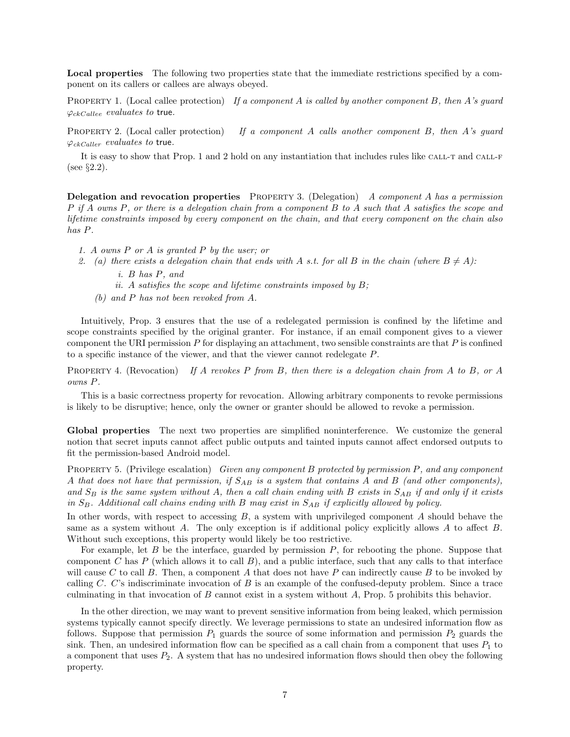**Local properties** The following two properties state that the immediate restrictions specified by a component on its callers or callees are always obeyed.

PROPERTY 1. (Local callee protection) *If a component A is called by another component B, then A's guard* $\varphi_{ckCallee}$ *evaluates to* true.

PROPERTY 2. (Local caller protection) *If a component A calls another component B, then A's guard* $\varphi_{ckCaller}$ *evaluates to* true.

It is easy to show that Prop. 1 and 2 hold on any instantiation that includes rules like CALL-T and CALL-F (see §2.2).

**Delegation and revocation properties** PROPERTY 3. (Delegation) *A component A has a permission P if A owns P, or there is a delegation chain from a component B to A such that A satisfies the scope and lifetime constraints imposed by every component on the chain, and that every component on the chain also has P.*

1. *A owns P or A is granted P by the user; or*
2. *(a) there exists a delegation chain that ends with A s.t. for all B in the chain (where* $B \neq A$*):*
   - *i. B has P, and*
   - *ii. A satisfies the scope and lifetime constraints imposed by B;*

   *(b) and P has not been revoked from A.*

Intuitively, Prop. 3 ensures that the use of a redelegated permission is confined by the lifetime and scope constraints specified by the original granter. For instance, if an email component gives to a viewer component the URI permission $P$ for displaying an attachment, two sensible constraints are that $P$ is confined to a specific instance of the viewer, and that the viewer cannot redelegate $P$.

PROPERTY 4. (Revocation) *If A revokes P from B, then there is a delegation chain from A to B, or A owns P.*

This is a basic correctness property for revocation. Allowing arbitrary components to revoke permissions is likely to be disruptive; hence, only the owner or granter should be allowed to revoke a permission.

**Global properties** The next two properties are simplified noninterference. We customize the general notion that secret inputs cannot affect public outputs and tainted inputs cannot affect endorsed outputs to fit the permission-based Android model.

PROPERTY 5. (Privilege escalation) *Given any component B protected by permission P, and any component A that does not have that permission, if* $S_{AB}$ *is a system that contains A and B (and other components), and* $S_B$ *is the same system without A, then a call chain ending with B exists in* $S_{AB}$ *if and only if it exists in* $S_B$*. Additional call chains ending with B may exist in* $S_{AB}$ *if explicitly allowed by policy.*

In other words, with respect to accessing $B$, a system with unprivileged component $A$ should behave the same as a system without $A$. The only exception is if additional policy explicitly allows $A$ to affect $B$. Without such exceptions, this property would likely be too restrictive.

For example, let $B$ be the interface, guarded by permission $P$, for rebooting the phone. Suppose that component $C$ has $P$ (which allows it to call $B$), and a public interface, such that any calls to that interface will cause $C$ to call $B$. Then, a component $A$ that does not have $P$ can indirectly cause $B$ to be invoked by calling $C$. $C$'s indiscriminate invocation of $B$ is an example of the confused-deputy problem. Since a trace culminating in that invocation of $B$ cannot exist in a system without $A$, Prop. 5 prohibits this behavior.

In the other direction, we may want to prevent sensitive information from being leaked, which permission systems typically cannot specify directly. We leverage permissions to state an undesired information flow as follows. Suppose that permission $P_1$ guards the source of some information and permission $P_2$ guards the sink. Then, an undesired information flow can be specified as a call chain from a component that uses $P_1$ to a component that uses $P_2$. A system that has no undesired information flows should then obey the following property.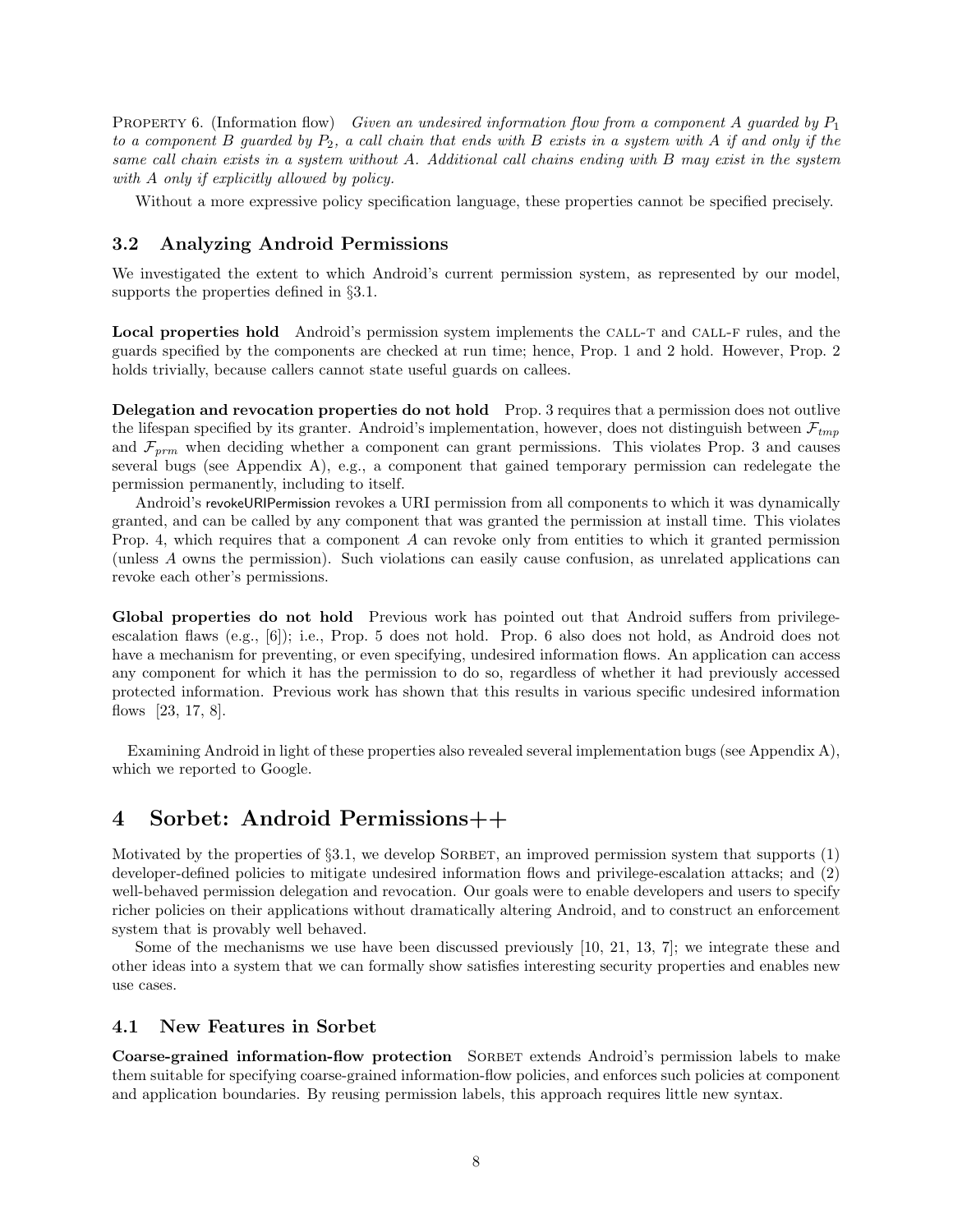PROPERTY 6. (Information flow) *Given an undesired information flow from a component A guarded by $P_1$ to a component B guarded by $P_2$, a call chain that ends with B exists in a system with A if and only if the same call chain exists in a system without A. Additional call chains ending with B may exist in the system with A only if explicitly allowed by policy.*

Without a more expressive policy specification language, these properties cannot be specified precisely.

### 3.2 Analyzing Android Permissions

We investigated the extent to which Android's current permission system, as represented by our model, supports the properties defined in §3.1.

**Local properties hold** Android's permission system implements the CALL-T and CALL-F rules, and the guards specified by the components are checked at run time; hence, Prop. 1 and 2 hold. However, Prop. 2 holds trivially, because callers cannot state useful guards on callees.

**Delegation and revocation properties do not hold** Prop. 3 requires that a permission does not outlive the lifespan specified by its granter. Android's implementation, however, does not distinguish between $\mathcal{F}_{tmp}$ and $\mathcal{F}_{prm}$ when deciding whether a component can grant permissions. This violates Prop. 3 and causes several bugs (see Appendix A), e.g., a component that gained temporary permission can redelegate the permission permanently, including to itself.

Android's revokeURIPermission revokes a URI permission from all components to which it was dynamically granted, and can be called by any component that was granted the permission at install time. This violates Prop. 4, which requires that a component $A$ can revoke only from entities to which it granted permission (unless $A$ owns the permission). Such violations can easily cause confusion, as unrelated applications can revoke each other's permissions.

**Global properties do not hold** Previous work has pointed out that Android suffers from privilege-escalation flaws (e.g., [6]); i.e., Prop. 5 does not hold. Prop. 6 also does not hold, as Android does not have a mechanism for preventing, or even specifying, undesired information flows. An application can access any component for which it has the permission to do so, regardless of whether it had previously accessed protected information. Previous work has shown that this results in various specific undesired information flows [23, 17, 8].

Examining Android in light of these properties also revealed several implementation bugs (see Appendix A), which we reported to Google.

## 4 Sorbet: Android Permissions++

Motivated by the properties of §3.1, we develop SORBET, an improved permission system that supports (1) developer-defined policies to mitigate undesired information flows and privilege-escalation attacks; and (2) well-behaved permission delegation and revocation. Our goals were to enable developers and users to specify richer policies on their applications without dramatically altering Android, and to construct an enforcement system that is provably well behaved.

Some of the mechanisms we use have been discussed previously [10, 21, 13, 7]; we integrate these and other ideas into a system that we can formally show satisfies interesting security properties and enables new use cases.

### 4.1 New Features in Sorbet

**Coarse-grained information-flow protection** SORBET extends Android's permission labels to make them suitable for specifying coarse-grained information-flow policies, and enforces such policies at component and application boundaries. By reusing permission labels, this approach requires little new syntax.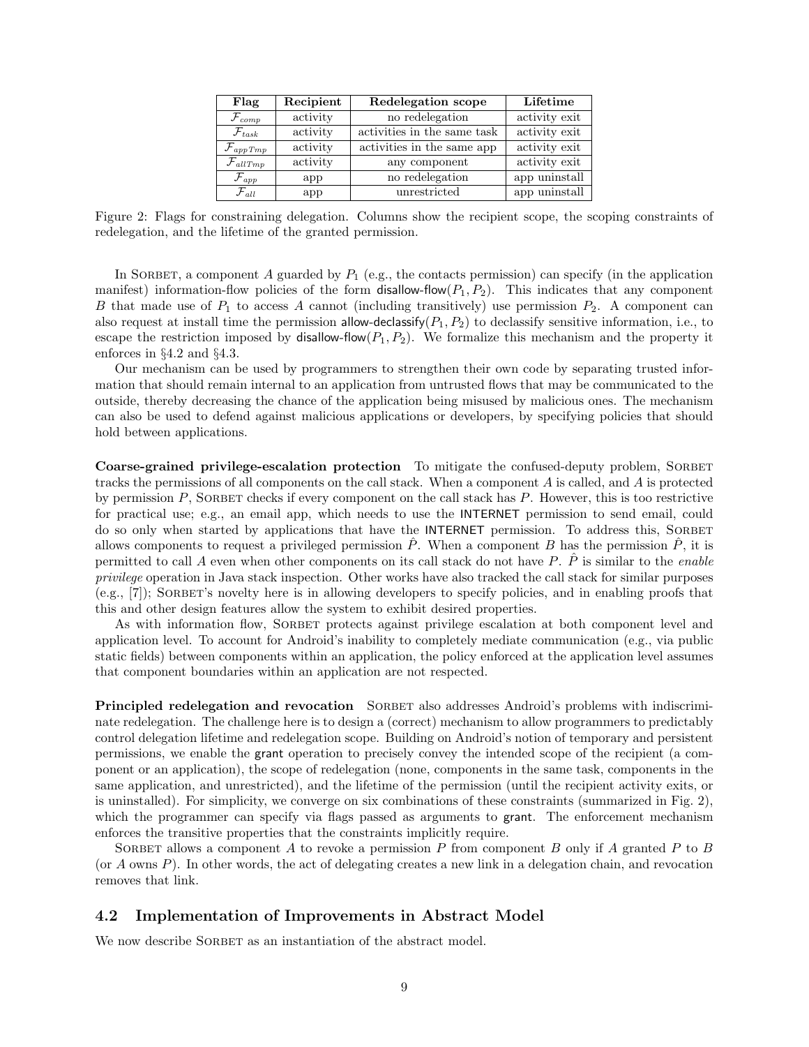| Flag | Recipient | Redelegation scope | Lifetime |
| --- | --- | --- | --- |
| $\mathcal{F}_{comp}$ | activity | no redelegation | activity exit |
| $\mathcal{F}_{task}$ | activity | activities in the same task | activity exit |
| $\mathcal{F}_{appTmp}$ | activity | activities in the same app | activity exit |
| $\mathcal{F}_{allTmp}$ | activity | any component | activity exit |
| $\mathcal{F}_{app}$ | app | no redelegation | app uninstall |
| $\mathcal{F}_{all}$ | app | unrestricted | app uninstall |

Figure 2: Flags for constraining delegation. Columns show the recipient scope, the scoping constraints of redelegation, and the lifetime of the granted permission.

In SORBET, a component $A$ guarded by $P_1$ (e.g., the contacts permission) can specify (in the application manifest) information-flow policies of the form disallow-flow($P_1, P_2$). This indicates that any component $B$ that made use of $P_1$ to access $A$ cannot (including transitively) use permission $P_2$. A component can also request at install time the permission allow-declassify($P_1, P_2$) to declassify sensitive information, i.e., to escape the restriction imposed by disallow-flow($P_1, P_2$). We formalize this mechanism and the property it enforces in §4.2 and §4.3.

Our mechanism can be used by programmers to strengthen their own code by separating trusted information that should remain internal to an application from untrusted flows that may be communicated to the outside, thereby decreasing the chance of the application being misused by malicious ones. The mechanism can also be used to defend against malicious applications or developers, by specifying policies that should hold between applications.

**Coarse-grained privilege-escalation protection** To mitigate the confused-deputy problem, SORBET tracks the permissions of all components on the call stack. When a component $A$ is called, and $A$ is protected by permission $P$, SORBET checks if every component on the call stack has $P$. However, this is too restrictive for practical use; e.g., an email app, which needs to use the INTERNET permission to send email, could do so only when started by applications that have the INTERNET permission. To address this, SORBET allows components to request a privileged permission $\hat{P}$. When a component $B$ has the permission $\hat{P}$, it is permitted to call $A$ even when other components on its call stack do not have $P$. $\hat{P}$ is similar to the *enable privilege* operation in Java stack inspection. Other works have also tracked the call stack for similar purposes (e.g., [7]); SORBET's novelty here is in allowing developers to specify policies, and in enabling proofs that this and other design features allow the system to exhibit desired properties.

As with information flow, SORBET protects against privilege escalation at both component level and application level. To account for Android's inability to completely mediate communication (e.g., via public static fields) between components within an application, the policy enforced at the application level assumes that component boundaries within an application are not respected.

**Principled redelegation and revocation** SORBET also addresses Android's problems with indiscriminate redelegation. The challenge here is to design a (correct) mechanism to allow programmers to predictably control delegation lifetime and redelegation scope. Building on Android's notion of temporary and persistent permissions, we enable the grant operation to precisely convey the intended scope of the recipient (a component or an application), the scope of redelegation (none, components in the same task, components in the same application, and unrestricted), and the lifetime of the permission (until the recipient activity exits, or is uninstalled). For simplicity, we converge on six combinations of these constraints (summarized in Fig. 2), which the programmer can specify via flags passed as arguments to grant. The enforcement mechanism enforces the transitive properties that the constraints implicitly require.

SORBET allows a component $A$ to revoke a permission $P$ from component $B$ only if $A$ granted $P$ to $B$ (or $A$ owns $P$). In other words, the act of delegating creates a new link in a delegation chain, and revocation removes that link.

## 4.2 Implementation of Improvements in Abstract Model

We now describe SORBET as an instantiation of the abstract model.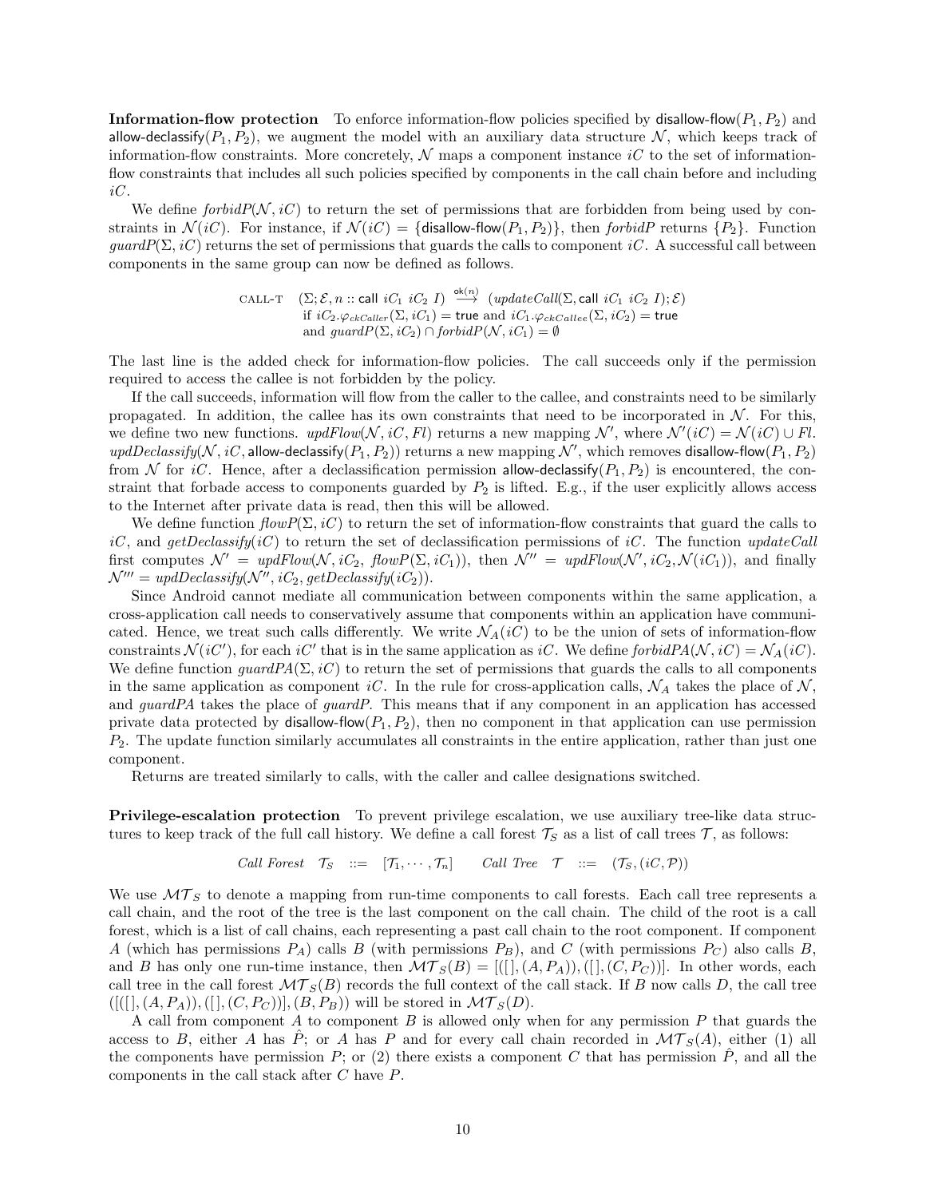**Information-flow protection** To enforce information-flow policies specified by $\mathsf{disallow\text{-}flow}(P_1, P_2)$ and $\mathsf{allow\text{-}declassify}(P_1, P_2)$, we augment the model with an auxiliary data structure $\mathcal{N}$, which keeps track of information-flow constraints. More concretely, $\mathcal{N}$ maps a component instance $iC$ to the set of information-flow constraints that includes all such policies specified by components in the call chain before and including $iC$.

We define $\mathit{forbidP}(\mathcal{N}, iC)$ to return the set of permissions that are forbidden from being used by constraints in $\mathcal{N}(iC)$. For instance, if $\mathcal{N}(iC) = \{\mathsf{disallow\text{-}flow}(P_1, P_2)\}$, then $\mathit{forbidP}$ returns $\{P_2\}$. Function $\mathit{guardP}(\Sigma, iC)$ returns the set of permissions that guards the calls to component $iC$. A successful call between components in the same group can now be defined as follows.

$$
\begin{array}{ll}
\text{CALL-T} & (\Sigma; \mathcal{E}, n :: \mathsf{call}\ iC_1\ iC_2\ I) \stackrel{\mathsf{ok}(n)}{\longrightarrow} (\mathit{updateCall}(\Sigma, \mathsf{call}\ iC_1\ iC_2\ I); \mathcal{E}) \\
& \text{if } iC_2.\varphi_{ckCaller}(\Sigma, iC_1) = \mathsf{true} \text{ and } iC_1.\varphi_{ckCallee}(\Sigma, iC_2) = \mathsf{true} \\
& \text{and } \mathit{guardP}(\Sigma, iC_2) \cap \mathit{forbidP}(\mathcal{N}, iC_1) = \emptyset
\end{array}
$$

The last line is the added check for information-flow policies. The call succeeds only if the permission required to access the callee is not forbidden by the policy.

If the call succeeds, information will flow from the caller to the callee, and constraints need to be similarly propagated. In addition, the callee has its own constraints that need to be incorporated in $\mathcal{N}$. For this, we define two new functions. $\mathit{updFlow}(\mathcal{N}, iC, Fl)$ returns a new mapping $\mathcal{N}'$, where $\mathcal{N}'(iC) = \mathcal{N}(iC) \cup Fl$. $\mathit{updDeclassify}(\mathcal{N}, iC, \mathsf{allow\text{-}declassify}(P_1, P_2))$ returns a new mapping $\mathcal{N}'$, which removes $\mathsf{disallow\text{-}flow}(P_1, P_2)$ from $\mathcal{N}$ for $iC$. Hence, after a declassification permission $\mathsf{allow\text{-}declassify}(P_1, P_2)$ is encountered, the constraint that forbade access to components guarded by $P_2$ is lifted. E.g., if the user explicitly allows access to the Internet after private data is read, then this will be allowed.

We define function $\mathit{flowP}(\Sigma, iC)$ to return the set of information-flow constraints that guard the calls to $iC$, and $\mathit{getDeclassify}(iC)$ to return the set of declassification permissions of $iC$. The function $\mathit{updateCall}$ first computes $\mathcal{N}' = \mathit{updFlow}(\mathcal{N}, iC_2, \mathit{flowP}(\Sigma, iC_1))$, then $\mathcal{N}'' = \mathit{updFlow}(\mathcal{N}', iC_2, \mathcal{N}(iC_1))$, and finally $\mathcal{N}''' = \mathit{updDeclassify}(\mathcal{N}'', iC_2, \mathit{getDeclassify}(iC_2))$.

Since Android cannot mediate all communication between components within the same application, a cross-application call needs to conservatively assume that components within an application have communicated. Hence, we treat such calls differently. We write $\mathcal{N}_A(iC)$ to be the union of sets of information-flow constraints $\mathcal{N}(iC')$, for each $iC'$ that is in the same application as $iC$. We define $\mathit{forbidPA}(\mathcal{N}, iC) = \mathcal{N}_A(iC)$. We define function $\mathit{guardPA}(\Sigma, iC)$ to return the set of permissions that guards the calls to all components in the same application as component $iC$. In the rule for cross-application calls, $\mathcal{N}_A$ takes the place of $\mathcal{N}$, and $\mathit{guardPA}$ takes the place of $\mathit{guardP}$. This means that if any component in an application has accessed private data protected by $\mathsf{disallow\text{-}flow}(P_1, P_2)$, then no component in that application can use permission $P_2$. The update function similarly accumulates all constraints in the entire application, rather than just one component.

Returns are treated similarly to calls, with the caller and callee designations switched.

**Privilege-escalation protection** To prevent privilege escalation, we use auxiliary tree-like data structures to keep track of the full call history. We define a call forest $\mathcal{T}_S$ as a list of call trees $\mathcal{T}$, as follows:

$$
\mathit{Call\ Forest}\quad \mathcal{T}_S \quad ::= \quad [\mathcal{T}_1, \cdots, \mathcal{T}_n] \qquad \mathit{Call\ Tree}\quad \mathcal{T} \quad ::= \quad (\mathcal{T}_S, (iC, \mathcal{P}))
$$

We use $\mathcal{MT}_S$ to denote a mapping from run-time components to call forests. Each call tree represents a call chain, and the root of the tree is the last component on the call chain. The child of the root is a call forest, which is a list of call chains, each representing a past call chain to the root component. If component $A$ (which has permissions $P_A$) calls $B$ (with permissions $P_B$), and $C$ (with permissions $P_C$) also calls $B$, and $B$ has only one run-time instance, then $\mathcal{MT}_S(B) = [([], (A, P_A)), ([], (C, P_C))]$. In other words, each call tree in the call forest $\mathcal{MT}_S(B)$ records the full context of the call stack. If $B$ now calls $D$, the call tree $([([], (A, P_A)), ([], (C, P_C))], (B, P_B))$ will be stored in $\mathcal{MT}_S(D)$.

A call from component $A$ to component $B$ is allowed only when for any permission $P$ that guards the access to $B$, either $A$ has $\hat{P}$; or $A$ has $P$ and for every call chain recorded in $\mathcal{MT}_S(A)$, either (1) all the components have permission $P$; or (2) there exists a component $C$ that has permission $\hat{P}$, and all the components in the call stack after $C$ have $P$.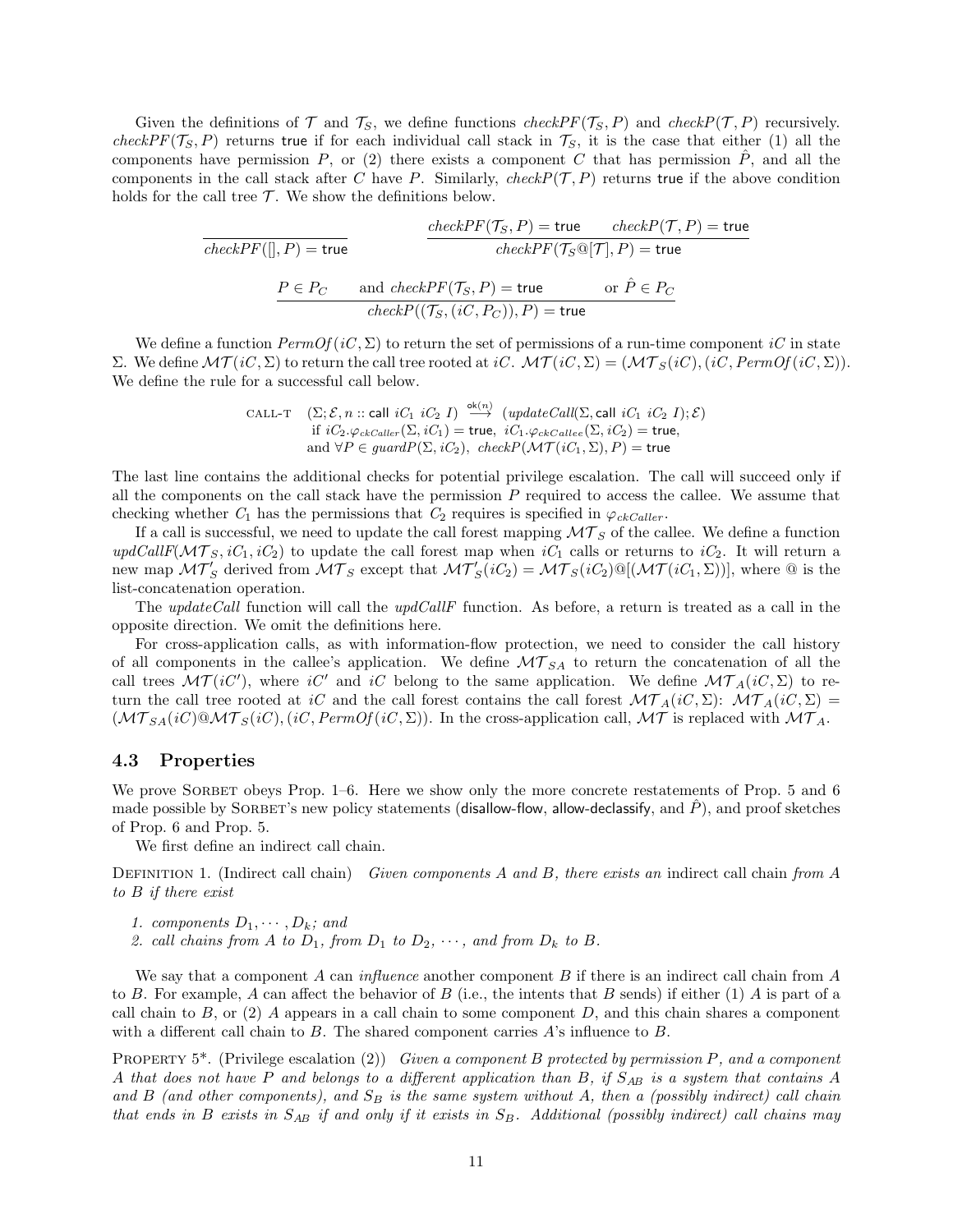Given the definitions of $\mathcal{T}$ and $\mathcal{T}_S$, we define functions $checkPF(\mathcal{T}_S, P)$ and $checkP(\mathcal{T}, P)$ recursively. $checkPF(\mathcal{T}_S, P)$ returns true if for each individual call stack in $\mathcal{T}_S$, it is the case that either (1) all the components have permission $P$, or (2) there exists a component $C$ that has permission $\hat{P}$, and all the components in the call stack after $C$ have $P$. Similarly, $checkP(\mathcal{T}, P)$ returns true if the above condition holds for the call tree $\mathcal{T}$. We show the definitions below.

$$\frac{}{checkPF([], P) = \mathsf{true}} \qquad \frac{checkPF(\mathcal{T}_S, P) = \mathsf{true} \qquad checkP(\mathcal{T}, P) = \mathsf{true}}{checkPF(\mathcal{T}_S @ [\mathcal{T}], P) = \mathsf{true}}$$

$$\frac{P \in P_C \qquad \text{and } checkPF(\mathcal{T}_S, P) = \mathsf{true} \qquad \text{or } \hat{P} \in P_C}{checkP((\mathcal{T}_S, (iC, P_C)), P) = \mathsf{true}}$$

We define a function $PermOf(iC, \Sigma)$ to return the set of permissions of a run-time component $iC$ in state $\Sigma$. We define $\mathcal{MT}(iC, \Sigma)$ to return the call tree rooted at $iC$. $\mathcal{MT}(iC, \Sigma) = (\mathcal{MT}_S(iC), (iC, PermOf(iC, \Sigma))$. We define the rule for a successful call below.

$$\begin{array}{ll}\text{CALL-T} & (\Sigma; \mathcal{E}, n :: \mathsf{call}\ iC_1\ iC_2\ I) \xrightarrow{\mathsf{ok}(n)} (updateCall(\Sigma, \mathsf{call}\ iC_1\ iC_2\ I); \mathcal{E}) \\ & \text{if } iC_2.\varphi_{ckCaller}(\Sigma, iC_1) = \mathsf{true},\ iC_1.\varphi_{ckCallee}(\Sigma, iC_2) = \mathsf{true}, \\ & \text{and } \forall P \in guardP(\Sigma, iC_2),\ checkP(\mathcal{MT}(iC_1, \Sigma), P) = \mathsf{true}\end{array}$$

The last line contains the additional checks for potential privilege escalation. The call will succeed only if all the components on the call stack have the permission $P$ required to access the callee. We assume that checking whether $C_1$ has the permissions that $C_2$ requires is specified in $\varphi_{ckCaller}$.

If a call is successful, we need to update the call forest mapping $\mathcal{MT}_S$ of the callee. We define a function $updCallF(\mathcal{MT}_S, iC_1, iC_2)$ to update the call forest map when $iC_1$ calls or returns to $iC_2$. It will return a new map $\mathcal{MT}'_S$ derived from $\mathcal{MT}_S$ except that $\mathcal{MT}'_S(iC_2) = \mathcal{MT}_S(iC_2) @ [(\mathcal{MT}(iC_1, \Sigma))]$, where @ is the list-concatenation operation.

The $updateCall$ function will call the $updCallF$ function. As before, a return is treated as a call in the opposite direction. We omit the definitions here.

For cross-application calls, as with information-flow protection, we need to consider the call history of all components in the callee's application. We define $\mathcal{MT}_{SA}$ to return the concatenation of all the call trees $\mathcal{MT}(iC')$, where $iC'$ and $iC$ belong to the same application. We define $\mathcal{MT}_A(iC, \Sigma)$ to return the call tree rooted at $iC$ and the call forest contains the call forest $\mathcal{MT}_A(iC, \Sigma)$: $\mathcal{MT}_A(iC, \Sigma) = (\mathcal{MT}_{SA}(iC) @ \mathcal{MT}_S(iC), (iC, PermOf(iC, \Sigma))$. In the cross-application call, $\mathcal{MT}$ is replaced with $\mathcal{MT}_A$.

## 4.3 Properties

We prove Sorbet obeys Prop. 1–6. Here we show only the more concrete restatements of Prop. 5 and 6 made possible by Sorbet's new policy statements (disallow-flow, allow-declassify, and $\hat{P}$), and proof sketches of Prop. 6 and Prop. 5.

We first define an indirect call chain.

Definition 1. (Indirect call chain) *Given components $A$ and $B$, there exists an* indirect call chain *from $A$ to $B$ if there exist*

1. *components $D_1, \cdots, D_k$; and*
2. *call chains from $A$ to $D_1$, from $D_1$ to $D_2$, $\cdots$, and from $D_k$ to $B$.*

We say that a component $A$ can *influence* another component $B$ if there is an indirect call chain from $A$ to $B$. For example, $A$ can affect the behavior of $B$ (i.e., the intents that $B$ sends) if either (1) $A$ is part of a call chain to $B$, or (2) $A$ appears in a call chain to some component $D$, and this chain shares a component with a different call chain to $B$. The shared component carries $A$'s influence to $B$.

Property 5*. (Privilege escalation (2)) *Given a component $B$ protected by permission $P$, and a component $A$ that does not have $P$ and belongs to a different application than $B$, if $S_{AB}$ is a system that contains $A$ and $B$ (and other components), and $S_B$ is the same system without $A$, then a (possibly indirect) call chain that ends in $B$ exists in $S_{AB}$ if and only if it exists in $S_B$. Additional (possibly indirect) call chains may*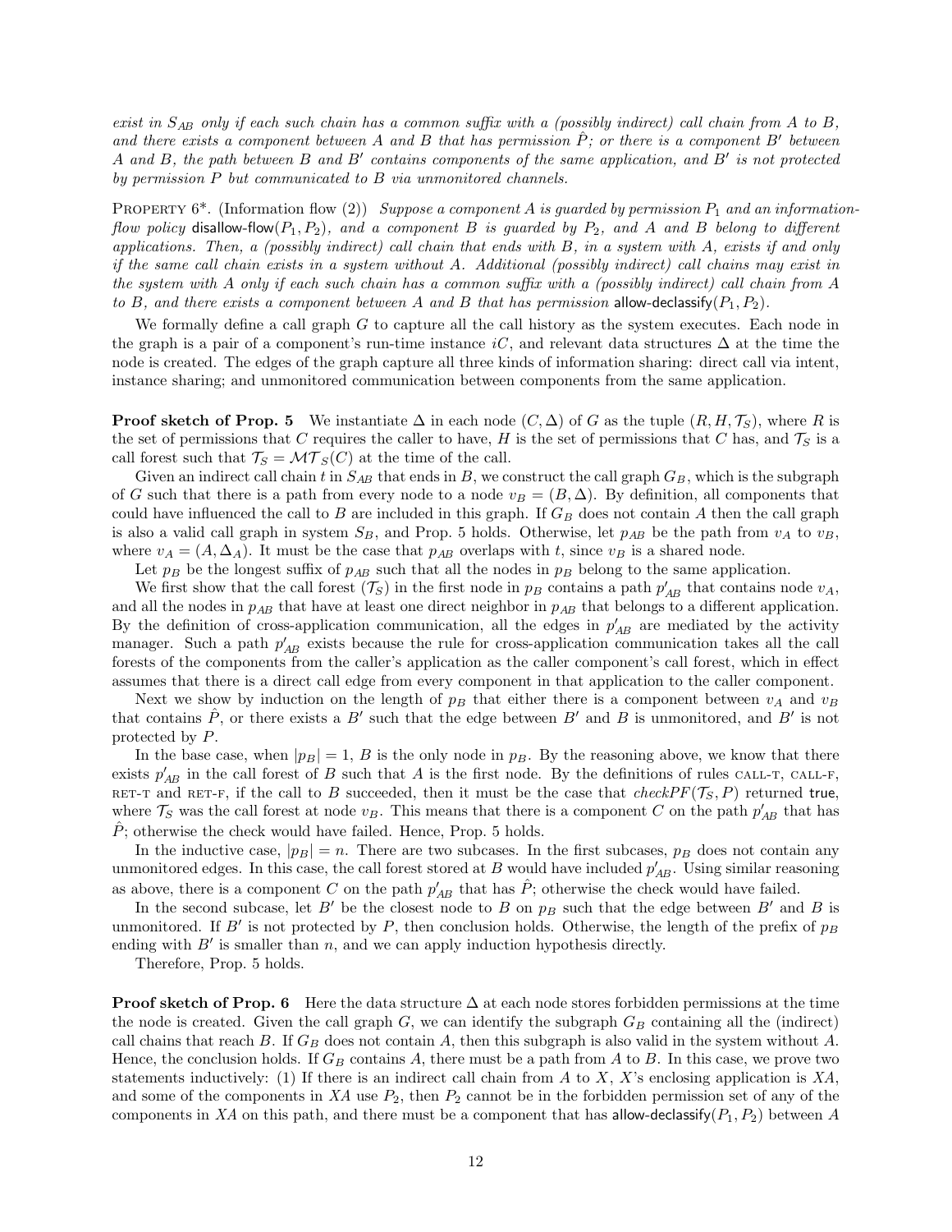*exist in $S_{AB}$ only if each such chain has a common suffix with a (possibly indirect) call chain from $A$ to $B$, and there exists a component between $A$ and $B$ that has permission $\hat{P}$; or there is a component $B'$ between $A$ and $B$, the path between $B$ and $B'$ contains components of the same application, and $B'$ is not protected by permission $P$ but communicated to $B$ via unmonitored channels.*

Property 6*. (Information flow (2)) *Suppose a component $A$ is guarded by permission $P_1$ and an information-flow policy* disallow-flow$(P_1, P_2)$*, and a component $B$ is guarded by $P_2$, and $A$ and $B$ belong to different applications. Then, a (possibly indirect) call chain that ends with $B$, in a system with $A$, exists if and only if the same call chain exists in a system without $A$. Additional (possibly indirect) call chains may exist in the system with $A$ only if each such chain has a common suffix with a (possibly indirect) call chain from $A$ to $B$, and there exists a component between $A$ and $B$ that has permission* allow-declassify$(P_1, P_2)$.

We formally define a call graph $G$ to capture all the call history as the system executes. Each node in the graph is a pair of a component's run-time instance $iC$, and relevant data structures $\Delta$ at the time the node is created. The edges of the graph capture all three kinds of information sharing: direct call via intent, instance sharing; and unmonitored communication between components from the same application.

**Proof sketch of Prop. 5** We instantiate $\Delta$ in each node $(C, \Delta)$ of $G$ as the tuple $(R, H, \mathcal{T}_S)$, where $R$ is the set of permissions that $C$ requires the caller to have, $H$ is the set of permissions that $C$ has, and $\mathcal{T}_S$ is a call forest such that $\mathcal{T}_S = \mathcal{MT}_S(C)$ at the time of the call.

Given an indirect call chain $t$ in $S_{AB}$ that ends in $B$, we construct the call graph $G_B$, which is the subgraph of $G$ such that there is a path from every node to a node $v_B = (B, \Delta)$. By definition, all components that could have influenced the call to $B$ are included in this graph. If $G_B$ does not contain $A$ then the call graph is also a valid call graph in system $S_B$, and Prop. 5 holds. Otherwise, let $p_{AB}$ be the path from $v_A$ to $v_B$, where $v_A = (A, \Delta_A)$. It must be the case that $p_{AB}$ overlaps with $t$, since $v_B$ is a shared node.

Let $p_B$ be the longest suffix of $p_{AB}$ such that all the nodes in $p_B$ belong to the same application.

We first show that the call forest ($\mathcal{T}_S$) in the first node in $p_B$ contains a path $p'_{AB}$ that contains node $v_A$, and all the nodes in $p_{AB}$ that have at least one direct neighbor in $p_{AB}$ that belongs to a different application. By the definition of cross-application communication, all the edges in $p'_{AB}$ are mediated by the activity manager. Such a path $p'_{AB}$ exists because the rule for cross-application communication takes all the call forests of the components from the caller's application as the caller component's call forest, which in effect assumes that there is a direct call edge from every component in that application to the caller component.

Next we show by induction on the length of $p_B$ that either there is a component between $v_A$ and $v_B$ that contains $\hat{P}$, or there exists a $B'$ such that the edge between $B'$ and $B$ is unmonitored, and $B'$ is not protected by $P$.

In the base case, when $|p_B| = 1$, $B$ is the only node in $p_B$. By the reasoning above, we know that there exists $p'_{AB}$ in the call forest of $B$ such that $A$ is the first node. By the definitions of rules CALL-T, CALL-F, RET-T and RET-F, if the call to $B$ succeeded, then it must be the case that $checkPF(\mathcal{T}_S, P)$ returned true, where $\mathcal{T}_S$ was the call forest at node $v_B$. This means that there is a component $C$ on the path $p'_{AB}$ that has $\hat{P}$; otherwise the check would have failed. Hence, Prop. 5 holds.

In the inductive case, $|p_B| = n$. There are two subcases. In the first subcases, $p_B$ does not contain any unmonitored edges. In this case, the call forest stored at $B$ would have included $p'_{AB}$. Using similar reasoning as above, there is a component $C$ on the path $p'_{AB}$ that has $\hat{P}$; otherwise the check would have failed.

In the second subcase, let $B'$ be the closest node to $B$ on $p_B$ such that the edge between $B'$ and $B$ is unmonitored. If $B'$ is not protected by $P$, then conclusion holds. Otherwise, the length of the prefix of $p_B$ ending with $B'$ is smaller than $n$, and we can apply induction hypothesis directly.

Therefore, Prop. 5 holds.

**Proof sketch of Prop. 6** Here the data structure $\Delta$ at each node stores forbidden permissions at the time the node is created. Given the call graph $G$, we can identify the subgraph $G_B$ containing all the (indirect) call chains that reach $B$. If $G_B$ does not contain $A$, then this subgraph is also valid in the system without $A$. Hence, the conclusion holds. If $G_B$ contains $A$, there must be a path from $A$ to $B$. In this case, we prove two statements inductively: (1) If there is an indirect call chain from $A$ to $X$, $X$'s enclosing application is $XA$, and some of the components in $XA$ use $P_2$, then $P_2$ cannot be in the forbidden permission set of any of the components in $XA$ on this path, and there must be a component that has allow-declassify$(P_1, P_2)$ between $A$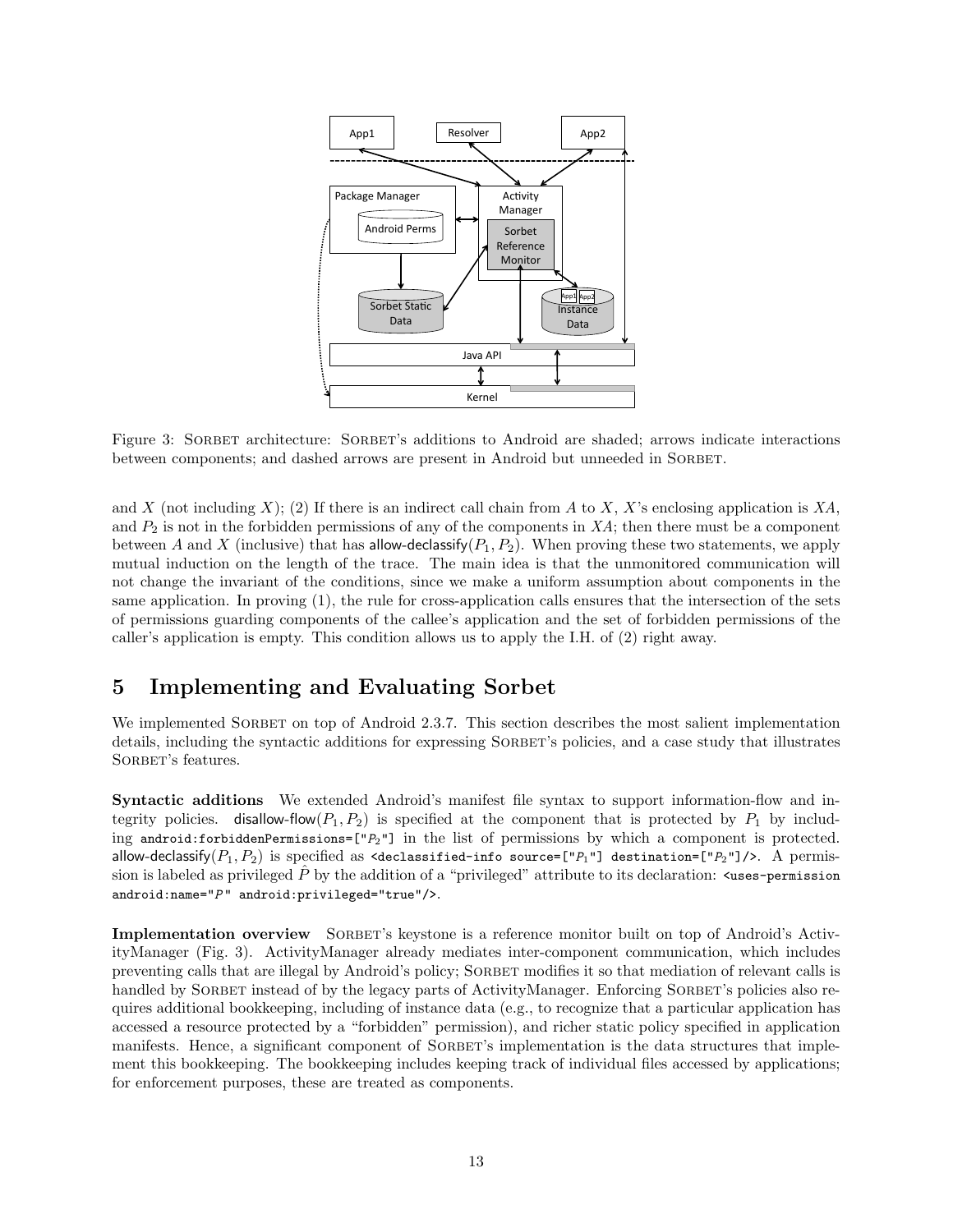Figure 3: SORBET architecture: SORBET's additions to Android are shaded; arrows indicate interactions between components; and dashed arrows are present in Android but unneeded in SORBET.

and $X$ (not including $X$); (2) If there is an indirect call chain from $A$ to $X$, $X$'s enclosing application is $XA$, and $P_2$ is not in the forbidden permissions of any of the components in $XA$; then there must be a component between $A$ and $X$ (inclusive) that has allow-declassify$(P_1, P_2)$. When proving these two statements, we apply mutual induction on the length of the trace. The main idea is that the unmonitored communication will not change the invariant of the conditions, since we make a uniform assumption about components in the same application. In proving (1), the rule for cross-application calls ensures that the intersection of the sets of permissions guarding components of the callee's application and the set of forbidden permissions of the caller's application is empty. This condition allows us to apply the I.H. of (2) right away.

# 5 Implementing and Evaluating Sorbet

We implemented SORBET on top of Android 2.3.7. This section describes the most salient implementation details, including the syntactic additions for expressing SORBET's policies, and a case study that illustrates SORBET's features.

**Syntactic additions** We extended Android's manifest file syntax to support information-flow and integrity policies. disallow-flow$(P_1, P_2)$ is specified at the component that is protected by $P_1$ by including `android:forbiddenPermissions=["P2"]` in the list of permissions by which a component is protected. allow-declassify$(P_1, P_2)$ is specified as `<declassified-info source=["P1"] destination=["P2"]/>`. A permission is labeled as privileged $\hat{P}$ by the addition of a "privileged" attribute to its declaration: `<uses-permission android:name="P" android:privileged="true"/>`.

**Implementation overview** SORBET's keystone is a reference monitor built on top of Android's ActivityManager (Fig. 3). ActivityManager already mediates inter-component communication, which includes preventing calls that are illegal by Android's policy; SORBET modifies it so that mediation of relevant calls is handled by SORBET instead of by the legacy parts of ActivityManager. Enforcing SORBET's policies also requires additional bookkeeping, including of instance data (e.g., to recognize that a particular application has accessed a resource protected by a "forbidden" permission), and richer static policy specified in application manifests. Hence, a significant component of SORBET's implementation is the data structures that implement this bookkeeping. The bookkeeping includes keeping track of individual files accessed by applications; for enforcement purposes, these are treated as components.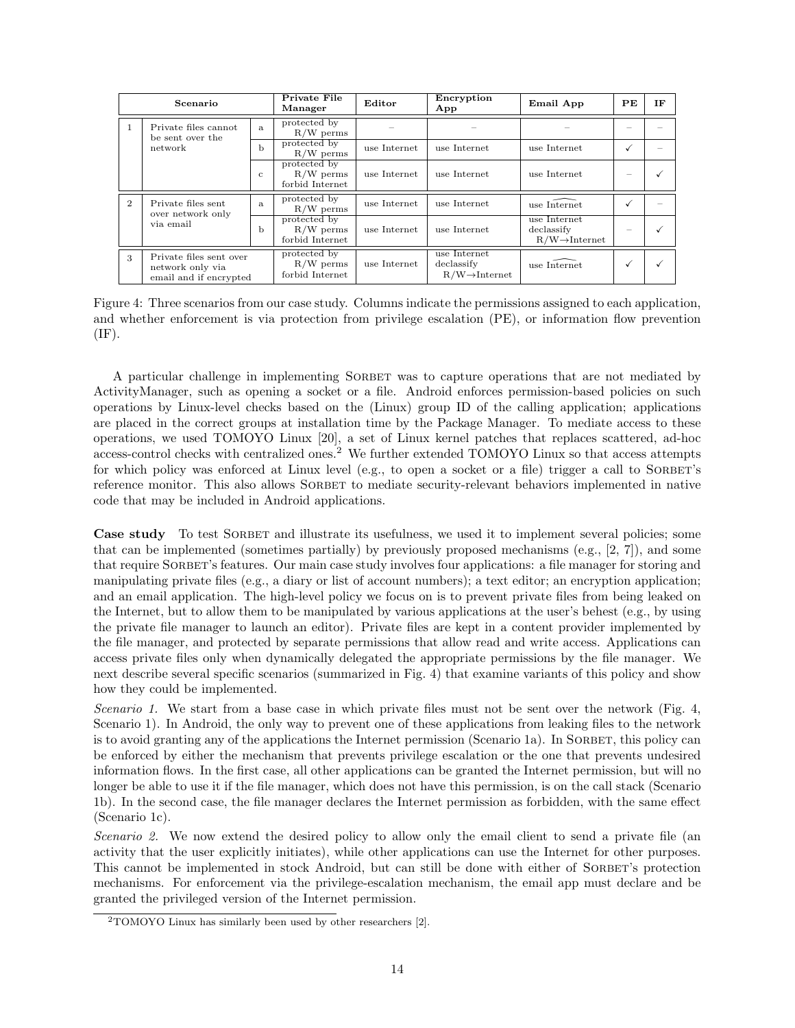| Scenario | | | Private File Manager | Editor | Encryption App | Email App | PE | IF |
|---|---|---|---|---|---|---|---|---|
| 1 | Private files cannot be sent over the network | a | protected by R/W perms | – | – | – | – | – |
| | | b | protected by R/W perms | use Internet | use Internet | use Internet | ✓ | – |
| | | c | protected by R/W perms forbid Internet | use Internet | use Internet | use Internet | – | ✓ |
| 2 | Private files sent over network only via email | a | protected by R/W perms | use Internet | use Internet | use $\widehat{\text{Internet}}$ | ✓ | – |
| | | b | protected by R/W perms forbid Internet | use Internet | use Internet | use Internet declassify R/W→Internet | – | ✓ |
| 3 | Private files sent over network only via email and if encrypted | | protected by R/W perms forbid Internet | use Internet | use Internet declassify R/W→Internet | use $\widehat{\text{Internet}}$ | ✓ | ✓ |

Figure 4: Three scenarios from our case study. Columns indicate the permissions assigned to each application, and whether enforcement is via protection from privilege escalation (PE), or information flow prevention (IF).

A particular challenge in implementing Sorbet was to capture operations that are not mediated by ActivityManager, such as opening a socket or a file. Android enforces permission-based policies on such operations by Linux-level checks based on the (Linux) group ID of the calling application; applications are placed in the correct groups at installation time by the Package Manager. To mediate access to these operations, we used TOMOYO Linux [20], a set of Linux kernel patches that replaces scattered, ad-hoc access-control checks with centralized ones.[2] We further extended TOMOYO Linux so that access attempts for which policy was enforced at Linux level (e.g., to open a socket or a file) trigger a call to Sorbet's reference monitor. This also allows Sorbet to mediate security-relevant behaviors implemented in native code that may be included in Android applications.

**Case study** To test Sorbet and illustrate its usefulness, we used it to implement several policies; some that can be implemented (sometimes partially) by previously proposed mechanisms (e.g., [2, 7]), and some that require Sorbet's features. Our main case study involves four applications: a file manager for storing and manipulating private files (e.g., a diary or list of account numbers); a text editor; an encryption application; and an email application. The high-level policy we focus on is to prevent private files from being leaked on the Internet, but to allow them to be manipulated by various applications at the user's behest (e.g., by using the private file manager to launch an editor). Private files are kept in a content provider implemented by the file manager, and protected by separate permissions that allow read and write access. Applications can access private files only when dynamically delegated the appropriate permissions by the file manager. We next describe several specific scenarios (summarized in Fig. 4) that examine variants of this policy and show how they could be implemented.

*Scenario 1.* We start from a base case in which private files must not be sent over the network (Fig. 4, Scenario 1). In Android, the only way to prevent one of these applications from leaking files to the network is to avoid granting any of the applications the Internet permission (Scenario 1a). In Sorbet, this policy can be enforced by either the mechanism that prevents privilege escalation or the one that prevents undesired information flows. In the first case, all other applications can be granted the Internet permission, but will no longer be able to use it if the file manager, which does not have this permission, is on the call stack (Scenario 1b). In the second case, the file manager declares the Internet permission as forbidden, with the same effect (Scenario 1c).

*Scenario 2.* We now extend the desired policy to allow only the email client to send a private file (an activity that the user explicitly initiates), while other applications can use the Internet for other purposes. This cannot be implemented in stock Android, but can still be done with either of Sorbet's protection mechanisms. For enforcement via the privilege-escalation mechanism, the email app must declare and be granted the privileged version of the Internet permission.

[2] TOMOYO Linux has similarly been used by other researchers [2].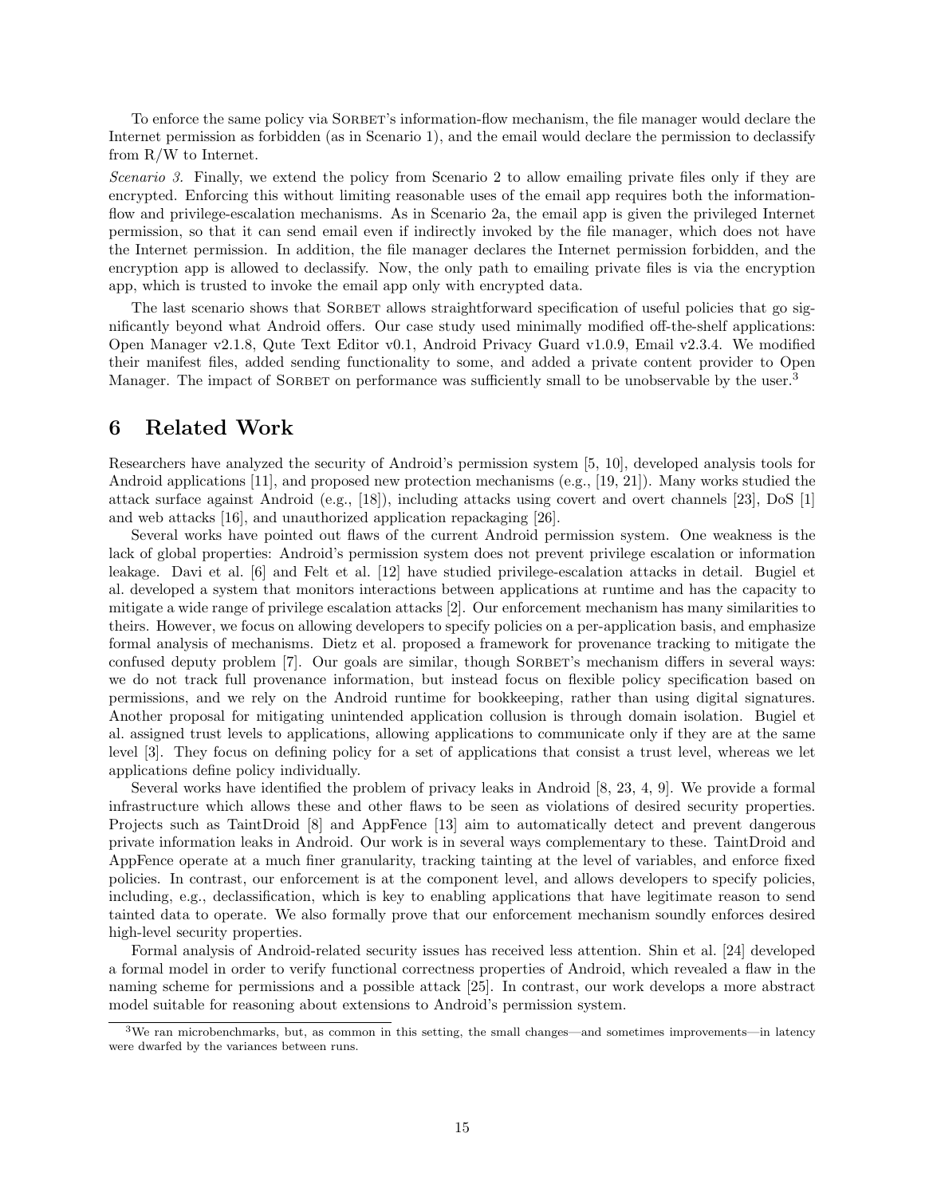To enforce the same policy via SORBET's information-flow mechanism, the file manager would declare the Internet permission as forbidden (as in Scenario 1), and the email would declare the permission to declassify from R/W to Internet.

*Scenario 3.* Finally, we extend the policy from Scenario 2 to allow emailing private files only if they are encrypted. Enforcing this without limiting reasonable uses of the email app requires both the information-flow and privilege-escalation mechanisms. As in Scenario 2a, the email app is given the privileged Internet permission, so that it can send email even if indirectly invoked by the file manager, which does not have the Internet permission. In addition, the file manager declares the Internet permission forbidden, and the encryption app is allowed to declassify. Now, the only path to emailing private files is via the encryption app, which is trusted to invoke the email app only with encrypted data.

The last scenario shows that SORBET allows straightforward specification of useful policies that go significantly beyond what Android offers. Our case study used minimally modified off-the-shelf applications: Open Manager v2.1.8, Qute Text Editor v0.1, Android Privacy Guard v1.0.9, Email v2.3.4. We modified their manifest files, added sending functionality to some, and added a private content provider to Open Manager. The impact of SORBET on performance was sufficiently small to be unobservable by the user.[3]

## 6 Related Work

Researchers have analyzed the security of Android's permission system [5, 10], developed analysis tools for Android applications [11], and proposed new protection mechanisms (e.g., [19, 21]). Many works studied the attack surface against Android (e.g., [18]), including attacks using covert and overt channels [23], DoS [1] and web attacks [16], and unauthorized application repackaging [26].

Several works have pointed out flaws of the current Android permission system. One weakness is the lack of global properties: Android's permission system does not prevent privilege escalation or information leakage. Davi et al. [6] and Felt et al. [12] have studied privilege-escalation attacks in detail. Bugiel et al. developed a system that monitors interactions between applications at runtime and has the capacity to mitigate a wide range of privilege escalation attacks [2]. Our enforcement mechanism has many similarities to theirs. However, we focus on allowing developers to specify policies on a per-application basis, and emphasize formal analysis of mechanisms. Dietz et al. proposed a framework for provenance tracking to mitigate the confused deputy problem [7]. Our goals are similar, though SORBET's mechanism differs in several ways: we do not track full provenance information, but instead focus on flexible policy specification based on permissions, and we rely on the Android runtime for bookkeeping, rather than using digital signatures. Another proposal for mitigating unintended application collusion is through domain isolation. Bugiel et al. assigned trust levels to applications, allowing applications to communicate only if they are at the same level [3]. They focus on defining policy for a set of applications that consist a trust level, whereas we let applications define policy individually.

Several works have identified the problem of privacy leaks in Android [8, 23, 4, 9]. We provide a formal infrastructure which allows these and other flaws to be seen as violations of desired security properties. Projects such as TaintDroid [8] and AppFence [13] aim to automatically detect and prevent dangerous private information leaks in Android. Our work is in several ways complementary to these. TaintDroid and AppFence operate at a much finer granularity, tracking tainting at the level of variables, and enforce fixed policies. In contrast, our enforcement is at the component level, and allows developers to specify policies, including, e.g., declassification, which is key to enabling applications that have legitimate reason to send tainted data to operate. We also formally prove that our enforcement mechanism soundly enforces desired high-level security properties.

Formal analysis of Android-related security issues has received less attention. Shin et al. [24] developed a formal model in order to verify functional correctness properties of Android, which revealed a flaw in the naming scheme for permissions and a possible attack [25]. In contrast, our work develops a more abstract model suitable for reasoning about extensions to Android's permission system.

[3]We ran microbenchmarks, but, as common in this setting, the small changes—and sometimes improvements—in latency were dwarfed by the variances between runs.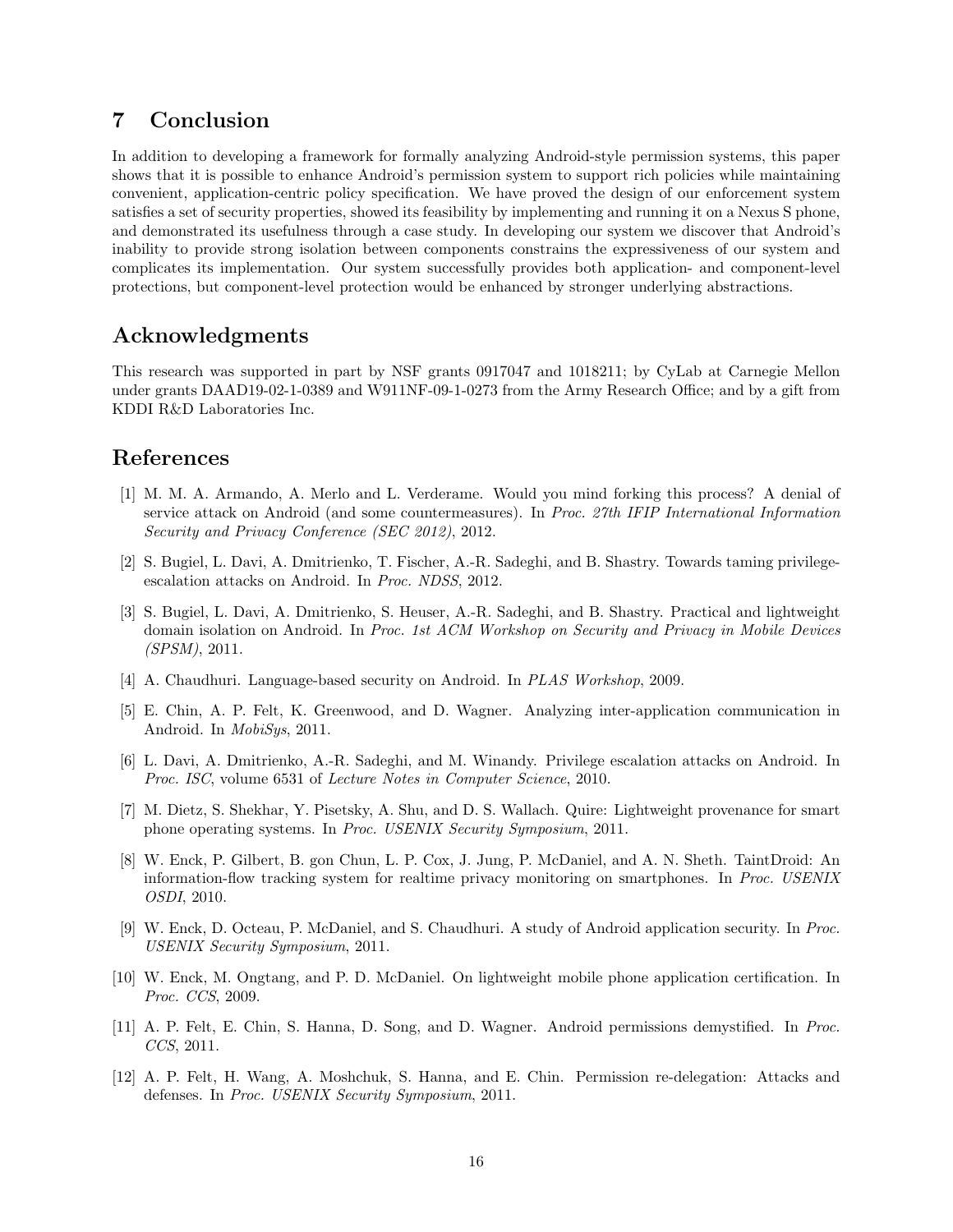# 7 Conclusion

In addition to developing a framework for formally analyzing Android-style permission systems, this paper shows that it is possible to enhance Android's permission system to support rich policies while maintaining convenient, application-centric policy specification. We have proved the design of our enforcement system satisfies a set of security properties, showed its feasibility by implementing and running it on a Nexus S phone, and demonstrated its usefulness through a case study. In developing our system we discover that Android's inability to provide strong isolation between components constrains the expressiveness of our system and complicates its implementation. Our system successfully provides both application- and component-level protections, but component-level protection would be enhanced by stronger underlying abstractions.

# Acknowledgments

This research was supported in part by NSF grants 0917047 and 1018211; by CyLab at Carnegie Mellon under grants DAAD19-02-1-0389 and W911NF-09-1-0273 from the Army Research Office; and by a gift from KDDI R&D Laboratories Inc.

# References

[1] M. M. A. Armando, A. Merlo and L. Verderame. Would you mind forking this process? A denial of service attack on Android (and some countermeasures). In *Proc. 27th IFIP International Information Security and Privacy Conference (SEC 2012)*, 2012.

[2] S. Bugiel, L. Davi, A. Dmitrienko, T. Fischer, A.-R. Sadeghi, and B. Shastry. Towards taming privilege-escalation attacks on Android. In *Proc. NDSS*, 2012.

[3] S. Bugiel, L. Davi, A. Dmitrienko, S. Heuser, A.-R. Sadeghi, and B. Shastry. Practical and lightweight domain isolation on Android. In *Proc. 1st ACM Workshop on Security and Privacy in Mobile Devices (SPSM)*, 2011.

[4] A. Chaudhuri. Language-based security on Android. In *PLAS Workshop*, 2009.

[5] E. Chin, A. P. Felt, K. Greenwood, and D. Wagner. Analyzing inter-application communication in Android. In *MobiSys*, 2011.

[6] L. Davi, A. Dmitrienko, A.-R. Sadeghi, and M. Winandy. Privilege escalation attacks on Android. In *Proc. ISC*, volume 6531 of *Lecture Notes in Computer Science*, 2010.

[7] M. Dietz, S. Shekhar, Y. Pisetsky, A. Shu, and D. S. Wallach. Quire: Lightweight provenance for smart phone operating systems. In *Proc. USENIX Security Symposium*, 2011.

[8] W. Enck, P. Gilbert, B. gon Chun, L. P. Cox, J. Jung, P. McDaniel, and A. N. Sheth. TaintDroid: An information-flow tracking system for realtime privacy monitoring on smartphones. In *Proc. USENIX OSDI*, 2010.

[9] W. Enck, D. Octeau, P. McDaniel, and S. Chaudhuri. A study of Android application security. In *Proc. USENIX Security Symposium*, 2011.

[10] W. Enck, M. Ongtang, and P. D. McDaniel. On lightweight mobile phone application certification. In *Proc. CCS*, 2009.

[11] A. P. Felt, E. Chin, S. Hanna, D. Song, and D. Wagner. Android permissions demystified. In *Proc. CCS*, 2011.

[12] A. P. Felt, H. Wang, A. Moshchuk, S. Hanna, and E. Chin. Permission re-delegation: Attacks and defenses. In *Proc. USENIX Security Symposium*, 2011.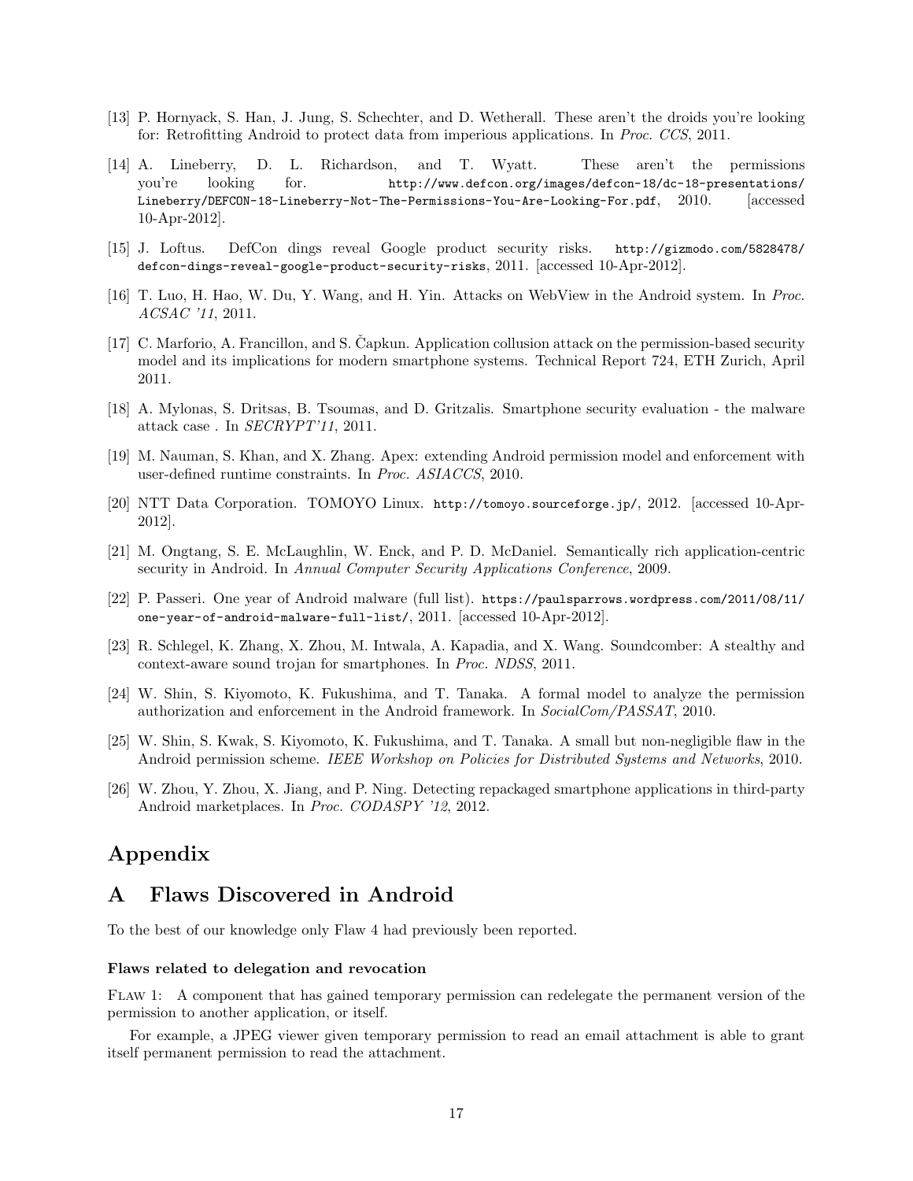[13] P. Hornyack, S. Han, J. Jung, S. Schechter, and D. Wetherall. These aren't the droids you're looking for: Retrofitting Android to protect data from imperious applications. In *Proc. CCS*, 2011.

[14] A. Lineberry, D. L. Richardson, and T. Wyatt. These aren't the permissions you're looking for. `http://www.defcon.org/images/defcon-18/dc-18-presentations/Lineberry/DEFCON-18-Lineberry-Not-The-Permissions-You-Are-Looking-For.pdf`, 2010. [accessed 10-Apr-2012].

[15] J. Loftus. DefCon dings reveal Google product security risks. `http://gizmodo.com/5828478/defcon-dings-reveal-google-product-security-risks`, 2011. [accessed 10-Apr-2012].

[16] T. Luo, H. Hao, W. Du, Y. Wang, and H. Yin. Attacks on WebView in the Android system. In *Proc. ACSAC '11*, 2011.

[17] C. Marforio, A. Francillon, and S. Čapkun. Application collusion attack on the permission-based security model and its implications for modern smartphone systems. Technical Report 724, ETH Zurich, April 2011.

[18] A. Mylonas, S. Dritsas, B. Tsoumas, and D. Gritzalis. Smartphone security evaluation - the malware attack case . In *SECRYPT'11*, 2011.

[19] M. Nauman, S. Khan, and X. Zhang. Apex: extending Android permission model and enforcement with user-defined runtime constraints. In *Proc. ASIACCS*, 2010.

[20] NTT Data Corporation. TOMOYO Linux. `http://tomoyo.sourceforge.jp/`, 2012. [accessed 10-Apr-2012].

[21] M. Ongtang, S. E. McLaughlin, W. Enck, and P. D. McDaniel. Semantically rich application-centric security in Android. In *Annual Computer Security Applications Conference*, 2009.

[22] P. Passeri. One year of Android malware (full list). `https://paulsparrows.wordpress.com/2011/08/11/one-year-of-android-malware-full-list/`, 2011. [accessed 10-Apr-2012].

[23] R. Schlegel, K. Zhang, X. Zhou, M. Intwala, A. Kapadia, and X. Wang. Soundcomber: A stealthy and context-aware sound trojan for smartphones. In *Proc. NDSS*, 2011.

[24] W. Shin, S. Kiyomoto, K. Fukushima, and T. Tanaka. A formal model to analyze the permission authorization and enforcement in the Android framework. In *SocialCom/PASSAT*, 2010.

[25] W. Shin, S. Kwak, S. Kiyomoto, K. Fukushima, and T. Tanaka. A small but non-negligible flaw in the Android permission scheme. *IEEE Workshop on Policies for Distributed Systems and Networks*, 2010.

[26] W. Zhou, Y. Zhou, X. Jiang, and P. Ning. Detecting repackaged smartphone applications in third-party Android marketplaces. In *Proc. CODASPY '12*, 2012.

# Appendix

# A Flaws Discovered in Android

To the best of our knowledge only Flaw 4 had previously been reported.

### Flaws related to delegation and revocation

Flaw 1: A component that has gained temporary permission can redelegate the permanent version of the permission to another application, or itself.

For example, a JPEG viewer given temporary permission to read an email attachment is able to grant itself permanent permission to read the attachment.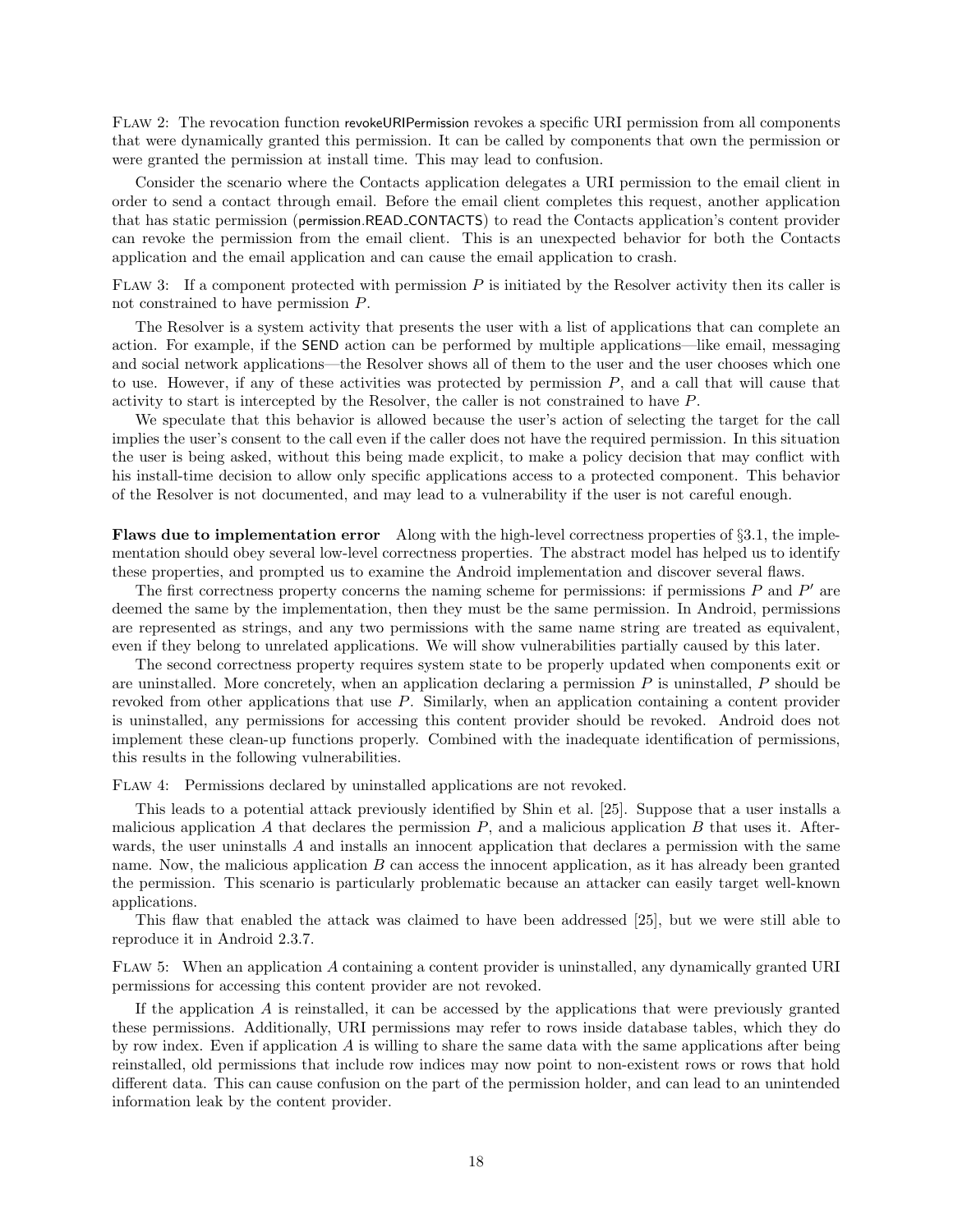Flaw 2: The revocation function revokeURIPermission revokes a specific URI permission from all components that were dynamically granted this permission. It can be called by components that own the permission or were granted the permission at install time. This may lead to confusion.

Consider the scenario where the Contacts application delegates a URI permission to the email client in order to send a contact through email. Before the email client completes this request, another application that has static permission (permission.READ_CONTACTS) to read the Contacts application's content provider can revoke the permission from the email client. This is an unexpected behavior for both the Contacts application and the email application and can cause the email application to crash.

Flaw 3: If a component protected with permission $P$ is initiated by the Resolver activity then its caller is not constrained to have permission $P$.

The Resolver is a system activity that presents the user with a list of applications that can complete an action. For example, if the SEND action can be performed by multiple applications—like email, messaging and social network applications—the Resolver shows all of them to the user and the user chooses which one to use. However, if any of these activities was protected by permission $P$, and a call that will cause that activity to start is intercepted by the Resolver, the caller is not constrained to have $P$.

We speculate that this behavior is allowed because the user's action of selecting the target for the call implies the user's consent to the call even if the caller does not have the required permission. In this situation the user is being asked, without this being made explicit, to make a policy decision that may conflict with his install-time decision to allow only specific applications access to a protected component. This behavior of the Resolver is not documented, and may lead to a vulnerability if the user is not careful enough.

**Flaws due to implementation error** Along with the high-level correctness properties of §3.1, the implementation should obey several low-level correctness properties. The abstract model has helped us to identify these properties, and prompted us to examine the Android implementation and discover several flaws.

The first correctness property concerns the naming scheme for permissions: if permissions $P$ and $P'$ are deemed the same by the implementation, then they must be the same permission. In Android, permissions are represented as strings, and any two permissions with the same name string are treated as equivalent, even if they belong to unrelated applications. We will show vulnerabilities partially caused by this later.

The second correctness property requires system state to be properly updated when components exit or are uninstalled. More concretely, when an application declaring a permission $P$ is uninstalled, $P$ should be revoked from other applications that use $P$. Similarly, when an application containing a content provider is uninstalled, any permissions for accessing this content provider should be revoked. Android does not implement these clean-up functions properly. Combined with the inadequate identification of permissions, this results in the following vulnerabilities.

Flaw 4: Permissions declared by uninstalled applications are not revoked.

This leads to a potential attack previously identified by Shin et al. [25]. Suppose that a user installs a malicious application $A$ that declares the permission $P$, and a malicious application $B$ that uses it. Afterwards, the user uninstalls $A$ and installs an innocent application that declares a permission with the same name. Now, the malicious application $B$ can access the innocent application, as it has already been granted the permission. This scenario is particularly problematic because an attacker can easily target well-known applications.

This flaw that enabled the attack was claimed to have been addressed [25], but we were still able to reproduce it in Android 2.3.7.

Flaw 5: When an application $A$ containing a content provider is uninstalled, any dynamically granted URI permissions for accessing this content provider are not revoked.

If the application $A$ is reinstalled, it can be accessed by the applications that were previously granted these permissions. Additionally, URI permissions may refer to rows inside database tables, which they do by row index. Even if application $A$ is willing to share the same data with the same applications after being reinstalled, old permissions that include row indices may now point to non-existent rows or rows that hold different data. This can cause confusion on the part of the permission holder, and can lead to an unintended information leak by the content provider.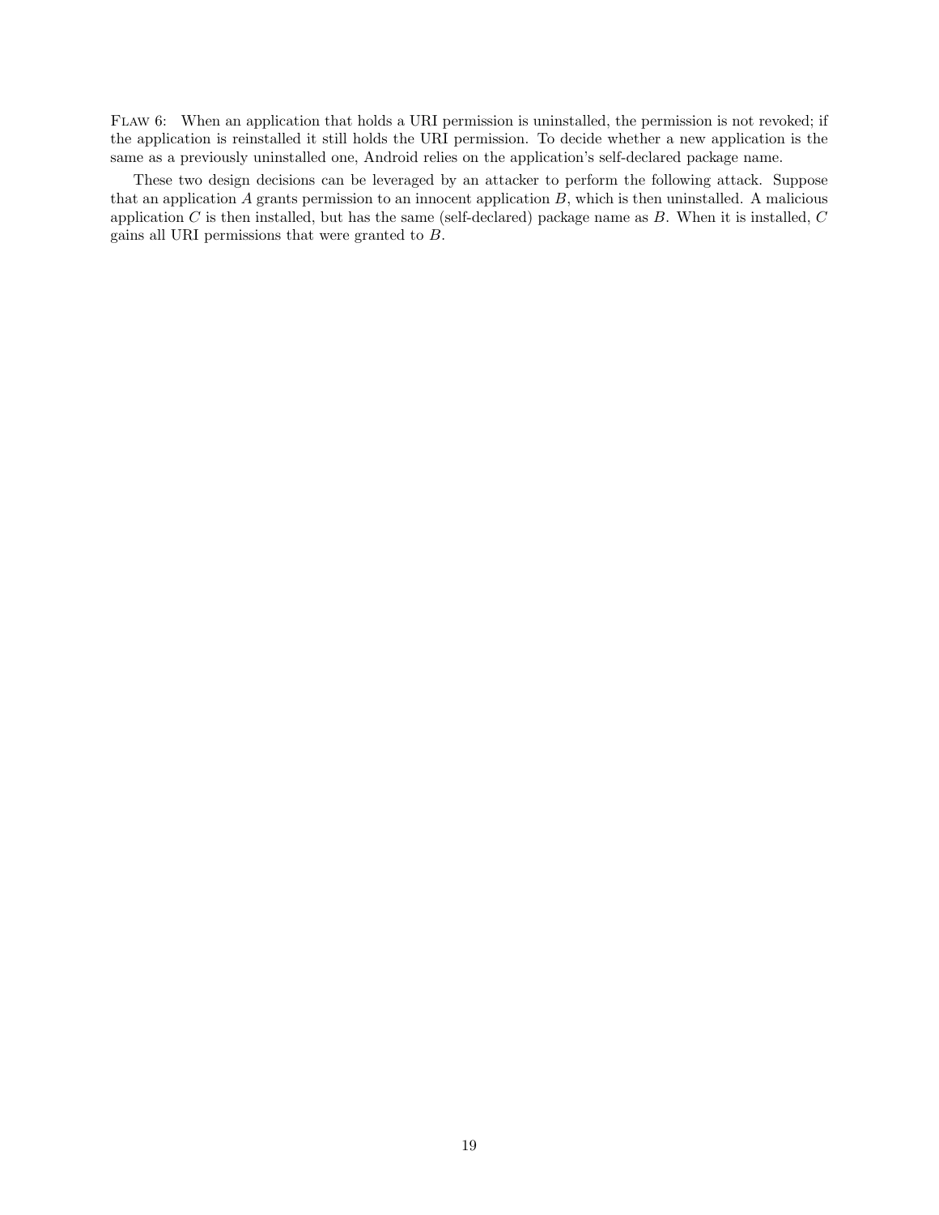Flaw 6: When an application that holds a URI permission is uninstalled, the permission is not revoked; if the application is reinstalled it still holds the URI permission. To decide whether a new application is the same as a previously uninstalled one, Android relies on the application's self-declared package name.

These two design decisions can be leveraged by an attacker to perform the following attack. Suppose that an application $A$ grants permission to an innocent application $B$, which is then uninstalled. A malicious application $C$ is then installed, but has the same (self-declared) package name as $B$. When it is installed, $C$ gains all URI permissions that were granted to $B$.